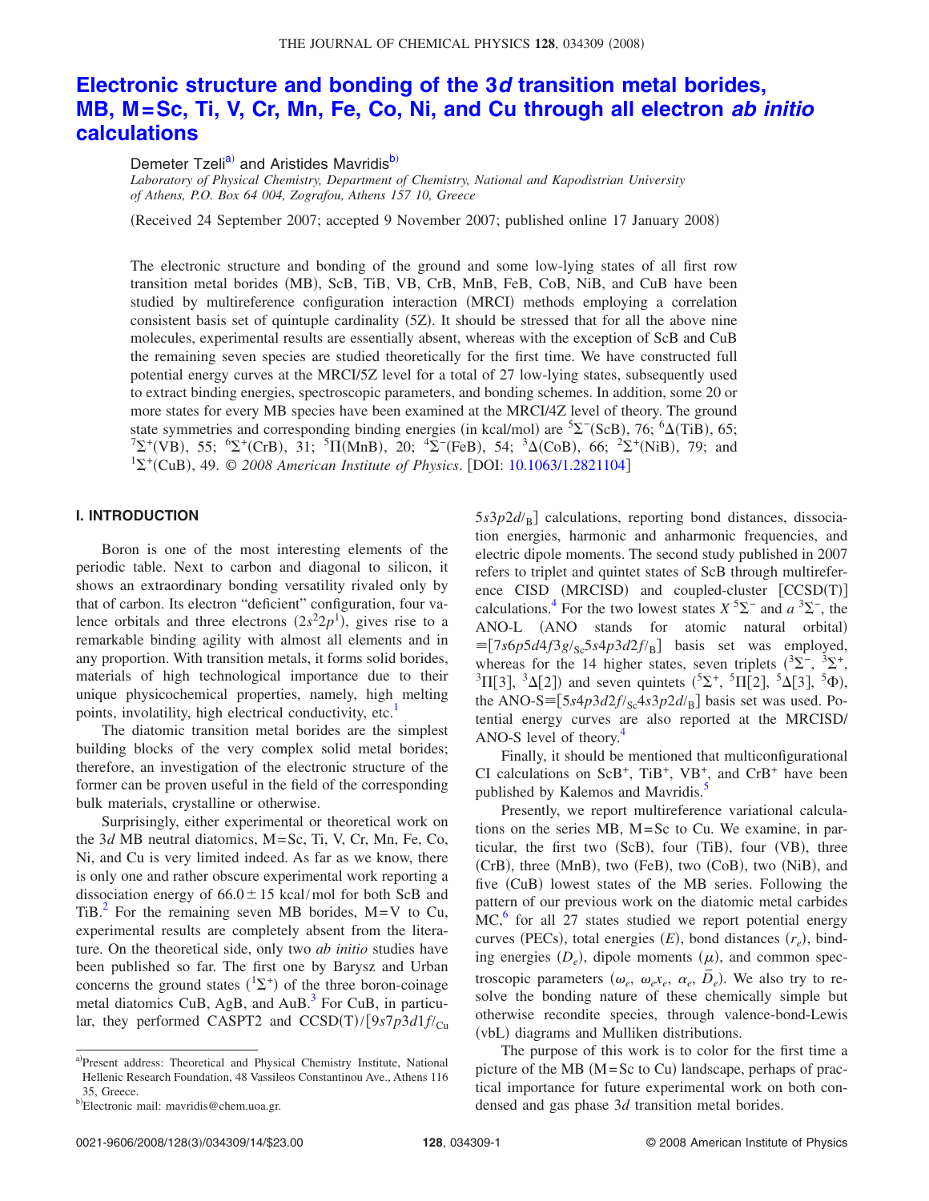# Electronic structure and bonding of the 3*d* transition metal borides, MB, M=Sc, Ti, V, Cr, Mn, Fe, Co, Ni, and Cu through all electron *ab initio* calculations

Demeter Tzeli[a] and Aristides Mavridis[b]

*Laboratory of Physical Chemistry, Department of Chemistry, National and Kapodistrian University of Athens, P.O. Box 64 004, Zografou, Athens 157 10, Greece*

(Received 24 September 2007; accepted 9 November 2007; published online 17 January 2008)

The electronic structure and bonding of the ground and some low-lying states of all first row transition metal borides (MB), ScB, TiB, VB, CrB, MnB, FeB, CoB, NiB, and CuB have been studied by multireference configuration interaction (MRCI) methods employing a correlation consistent basis set of quintuple cardinality (5Z). It should be stressed that for all the above nine molecules, experimental results are essentially absent, whereas with the exception of ScB and CuB the remaining seven species are studied theoretically for the first time. We have constructed full potential energy curves at the MRCI/5Z level for a total of 27 low-lying states, subsequently used to extract binding energies, spectroscopic parameters, and bonding schemes. In addition, some 20 or more states for every MB species have been examined at the MRCI/4Z level of theory. The ground state symmetries and corresponding binding energies (in kcal/mol) are $^5\Sigma^-$(ScB), 76; $^6\Delta$(TiB), 65; $^7\Sigma^+$(VB), 55; $^6\Sigma^+$(CrB), 31; $^5\Pi$(MnB), 20; $^4\Sigma^-$(FeB), 54; $^3\Delta$(CoB), 66; $^2\Sigma^+$(NiB), 79; and $^1\Sigma^+$(CuB), 49. © *2008 American Institute of Physics*. [DOI: 10.1063/1.2821104]

## I. INTRODUCTION

Boron is one of the most interesting elements of the periodic table. Next to carbon and diagonal to silicon, it shows an extraordinary bonding versatility rivaled only by that of carbon. Its electron "deficient" configuration, four valence orbitals and three electrons ($2s^22p^1$), gives rise to a remarkable binding agility with almost all elements and in any proportion. With transition metals, it forms solid borides, materials of high technological importance due to their unique physicochemical properties, namely, high melting points, involatility, high electrical conductivity, etc.[1]

The diatomic transition metal borides are the simplest building blocks of the very complex solid metal borides; therefore, an investigation of the electronic structure of the former can be proven useful in the field of the corresponding bulk materials, crystalline or otherwise.

Surprisingly, either experimental or theoretical work on the 3*d* MB neutral diatomics, M=Sc, Ti, V, Cr, Mn, Fe, Co, Ni, and Cu is very limited indeed. As far as we know, there is only one and rather obscure experimental work reporting a dissociation energy of $66.0\pm15$ kcal/mol for both ScB and TiB.[2] For the remaining seven MB borides, M=V to Cu, experimental results are completely absent from the literature. On the theoretical side, only two *ab initio* studies have been published so far. The first one by Barysz and Urban concerns the ground states ($^1\Sigma^+$) of the three boron-coinage metal diatomics CuB, AgB, and AuB.[3] For CuB, in particular, they performed CASPT2 and CCSD(T)/$[9s7p3d1f/_{\text{Cu}}\ 5s3p2d/_{\text{B}}]$ calculations, reporting bond distances, dissociation energies, harmonic and anharmonic frequencies, and electric dipole moments. The second study published in 2007 refers to triplet and quintet states of ScB through multireference CISD (MRCISD) and coupled-cluster [CCSD(T)] calculations.[4] For the two lowest states $X\ ^5\Sigma^-$ and $a\ ^3\Sigma^-$, the ANO-L (ANO stands for atomic natural orbital) $\equiv[7s6p5d4f3g/_{\text{Sc}}5s4p3d2f/_{\text{B}}]$ basis set was employed, whereas for the 14 higher states, seven triplets ($^3\Sigma^-$, $^3\Sigma^+$, $^3\Pi[3]$, $^3\Delta[2]$) and seven quintets ($^5\Sigma^+$, $^5\Pi[2]$, $^5\Delta[3]$, $^5\Phi$), the ANO-S$\equiv[5s4p3d2f/_{\text{Sc}}4s3p2d/_{\text{B}}]$ basis set was used. Potential energy curves are also reported at the MRCISD/ANO-S level of theory.[4]

Finally, it should be mentioned that multiconfigurational CI calculations on $\text{ScB}^+$, $\text{TiB}^+$, $\text{VB}^+$, and $\text{CrB}^+$ have been published by Kalemos and Mavridis.[5]

Presently, we report multireference variational calculations on the series MB, M=Sc to Cu. We examine, in particular, the first two (ScB), four (TiB), four (VB), three (CrB), three (MnB), two (FeB), two (CoB), two (NiB), and five (CuB) lowest states of the MB series. Following the pattern of our previous work on the diatomic metal carbides MC,[6] for all 27 states studied we report potential energy curves (PECs), total energies ($E$), bond distances ($r_e$), binding energies ($D_e$), dipole moments ($\mu$), and common spectroscopic parameters ($\omega_e$, $\omega_e x_e$, $\alpha_e$, $\bar{D}_e$). We also try to resolve the bonding nature of these chemically simple but otherwise recondite species, through valence-bond-Lewis (vbL) diagrams and Mulliken distributions.

The purpose of this work is to color for the first time a picture of the MB (M=Sc to Cu) landscape, perhaps of practical importance for future experimental work on both condensed and gas phase 3*d* transition metal borides.

---

[a] Present address: Theoretical and Physical Chemistry Institute, National Hellenic Research Foundation, 48 Vassileos Constantinou Ave., Athens 116 35, Greece.

[b] Electronic mail: mavridis@chem.uoa.gr.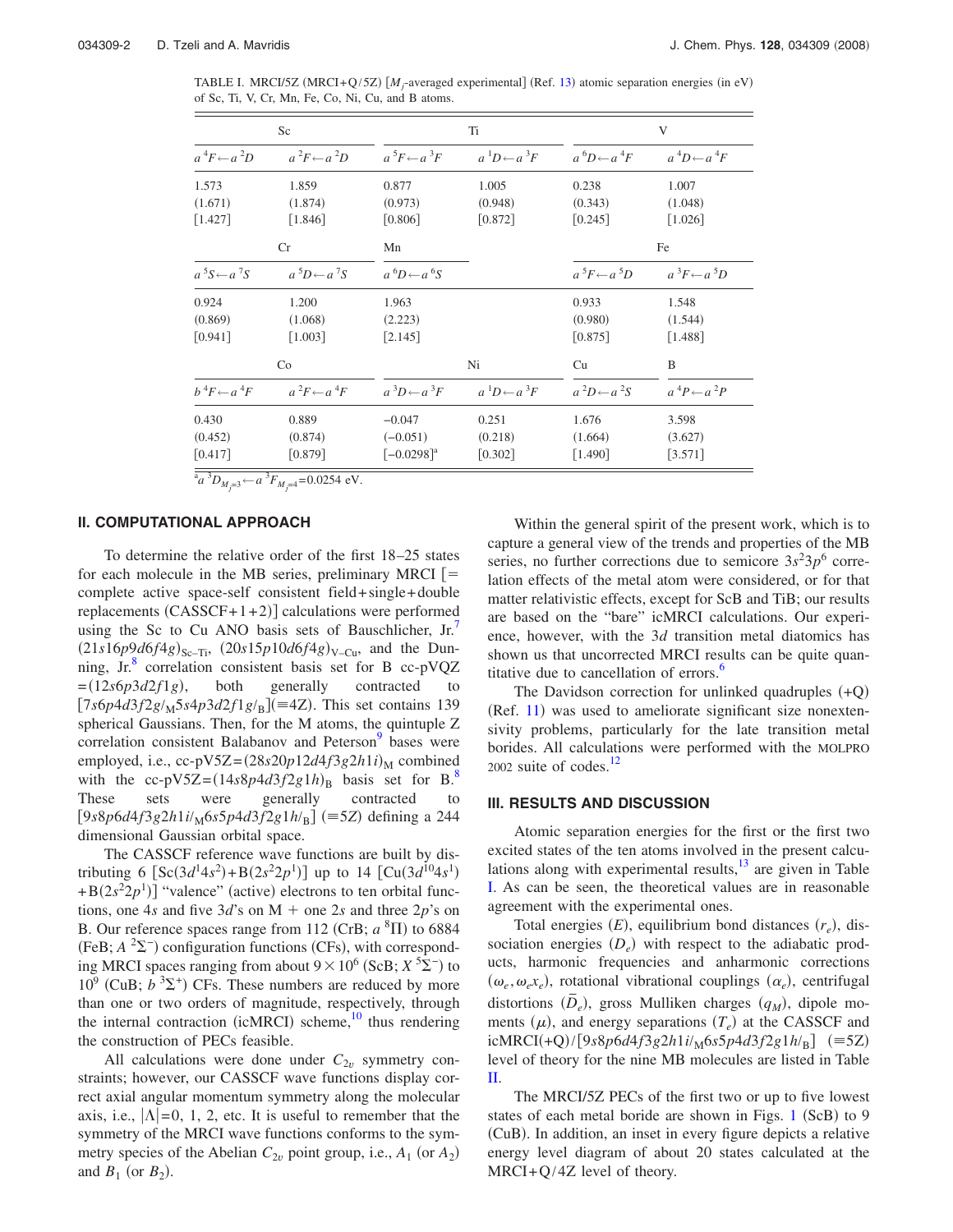TABLE I. MRCI/5Z (MRCI+Q/5Z) [$M_J$-averaged experimental] (Ref. 13) atomic separation energies (in eV) of Sc, Ti, V, Cr, Mn, Fe, Co, Ni, Cu, and B atoms.

| Sc | | Ti | | V | |
|---|---|---|---|---|---|
| $a\,^4F \leftarrow a\,^2D$ | $a\,^2F \leftarrow a\,^2D$ | $a\,^5F \leftarrow a\,^3F$ | $a\,^1D \leftarrow a\,^3F$ | $a\,^6D \leftarrow a\,^4F$ | $a\,^4D \leftarrow a\,^4F$ |
| 1.573 | 1.859 | 0.877 | 1.005 | 0.238 | 1.007 |
| (1.671) | (1.874) | (0.973) | (0.948) | (0.343) | (1.048) |
| [1.427] | [1.846] | [0.806] | [0.872] | [0.245] | [1.026] |
| **Cr** | | **Mn** | | **Fe** | |
| $a\,^5S \leftarrow a\,^7S$ | $a\,^5D \leftarrow a\,^7S$ | $a\,^6D \leftarrow a\,^6S$ | | $a\,^5F \leftarrow a\,^5D$ | $a\,^3F \leftarrow a\,^5D$ |
| 0.924 | 1.200 | 1.963 | | 0.933 | 1.548 |
| (0.869) | (1.068) | (2.223) | | (0.980) | (1.544) |
| [0.941] | [1.003] | [2.145] | | [0.875] | [1.488] |
| **Co** | | **Ni** | | **Cu** | **B** |
| $b\,^4F \leftarrow a\,^4F$ | $a\,^2F \leftarrow a\,^4F$ | $a\,^3D \leftarrow a\,^3F$ | $a\,^1D \leftarrow a\,^3F$ | $a\,^2D \leftarrow a\,^2S$ | $a\,^4P \leftarrow a\,^2P$ |
| 0.430 | 0.889 | −0.047 | 0.251 | 1.676 | 3.598 |
| (0.452) | (0.874) | (−0.051) | (0.218) | (1.664) | (3.627) |
| [0.417] | [0.879] | [−0.0298][a] | [0.302] | [1.490] | [3.571] |

[a] $a\,^3D_{M_J=3} \leftarrow a\,^3F_{M_J=4}$ = 0.0254 eV.

## II. COMPUTATIONAL APPROACH

To determine the relative order of the first 18–25 states for each molecule in the MB series, preliminary MRCI [= complete active space-self consistent field+single+double replacements (CASSCF+1+2)] calculations were performed using the Sc to Cu ANO basis sets of Bauschlicher, Jr.[7] $(21s16p9d6f4g)_{\text{Sc-Ti}}$, $(20s15p10d6f4g)_{\text{V-Cu}}$, and the Dunning, Jr.[8] correlation consistent basis set for B cc-pVQZ $=(12s6p3d2f1g)$, both generally contracted to $[7s6p4d3f2g/_{\text{M}}5s4p3d2f1g/_{\text{B}}]$ (≡4Z). This set contains 139 spherical Gaussians. Then, for the M atoms, the quintuple Z correlation consistent Balabanov and Peterson[9] bases were employed, i.e., cc-pV5Z=$(28s20p12d4f3g2h1i)_{\text{M}}$ combined with the cc-pV5Z=$(14s8p4d3f2g1h)_{\text{B}}$ basis set for B.[8] These sets were generally contracted to $[9s8p6d4f3g2h1i/_{\text{M}}6s5p4d3f2g1h/_{\text{B}}]$ (≡5Z) defining a 244 dimensional Gaussian orbital space.

The CASSCF reference wave functions are built by distributing 6 [Sc($3d^14s^2$)+B($2s^22p^1$)] up to 14 [Cu($3d^{10}4s^1$)+B($2s^22p^1$)] "valence" (active) electrons to ten orbital functions, one 4$s$ and five 3$d$'s on M + one 2$s$ and three 2$p$'s on B. Our reference spaces range from 112 (CrB; $a\,^8\Pi$) to 6884 (FeB; $A\,^2\Sigma^-$) configuration functions (CFs), with corresponding MRCI spaces ranging from about $9\times10^6$ (ScB; $X\,^5\Sigma^-$) to $10^9$ (CuB; $b\,^3\Sigma^+$) CFs. These numbers are reduced by more than one or two orders of magnitude, respectively, through the internal contraction (icMRCI) scheme,[10] thus rendering the construction of PECs feasible.

All calculations were done under $C_{2v}$ symmetry constraints; however, our CASSCF wave functions display correct axial angular momentum symmetry along the molecular axis, i.e., $|\Lambda|=0$, 1, 2, etc. It is useful to remember that the symmetry of the MRCI wave functions conforms to the symmetry species of the Abelian $C_{2v}$ point group, i.e., $A_1$ (or $A_2$) and $B_1$ (or $B_2$).

Within the general spirit of the present work, which is to capture a general view of the trends and properties of the MB series, no further corrections due to semicore $3s^23p^6$ correlation effects of the metal atom were considered, or for that matter relativistic effects, except for ScB and TiB; our results are based on the "bare" icMRCI calculations. Our experience, however, with the 3$d$ transition metal diatomics has shown us that uncorrected MRCI results can be quite quantitative due to cancellation of errors.[6]

The Davidson correction for unlinked quadruples (+Q) (Ref. 11) was used to ameliorate significant size nonextensivity problems, particularly for the late transition metal borides. All calculations were performed with the MOLPRO 2002 suite of codes.[12]

## III. RESULTS AND DISCUSSION

Atomic separation energies for the first or the first two excited states of the ten atoms involved in the present calculations along with experimental results,[13] are given in Table I. As can be seen, the theoretical values are in reasonable agreement with the experimental ones.

Total energies ($E$), equilibrium bond distances ($r_e$), dissociation energies ($D_e$) with respect to the adiabatic products, harmonic frequencies and anharmonic corrections ($\omega_e, \omega_e x_e$), rotational vibrational couplings ($\alpha_e$), centrifugal distortions ($\bar{D}_e$), gross Mulliken charges ($q_M$), dipole moments ($\mu$), and energy separations ($T_e$) at the CASSCF and icMRCI(+Q)/$[9s8p6d4f3g2h1i/_{\text{M}}6s5p4d3f2g1h/_{\text{B}}]$ (≡5Z) level of theory for the nine MB molecules are listed in Table II.

The MRCI/5Z PECs of the first two or up to five lowest states of each metal boride are shown in Figs. 1 (ScB) to 9 (CuB). In addition, an inset in every figure depicts a relative energy level diagram of about 20 states calculated at the MRCI+Q/4Z level of theory.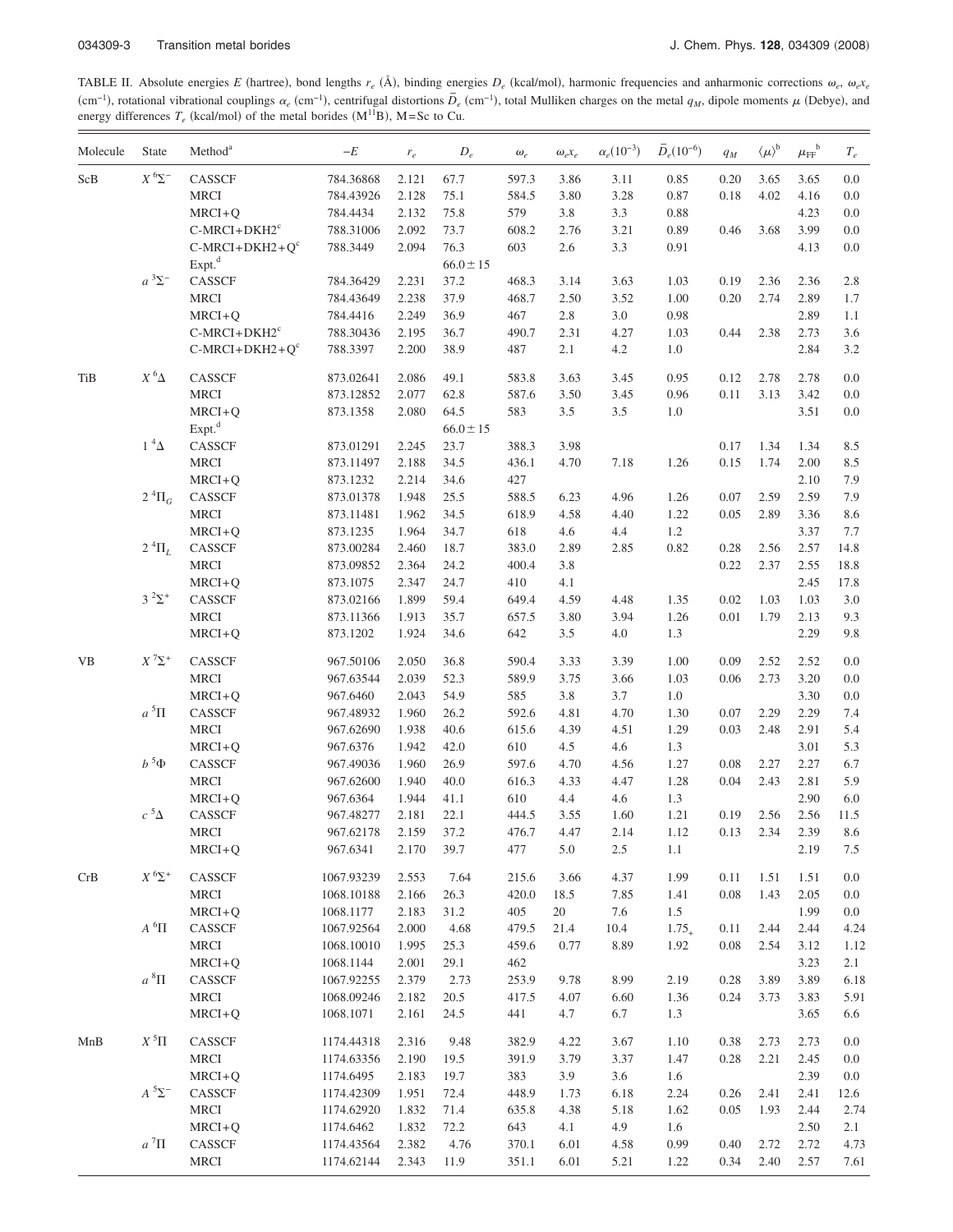TABLE II. Absolute energies $E$ (hartree), bond lengths $r_e$ (Å), binding energies $D_e$ (kcal/mol), harmonic frequencies and anharmonic corrections $\omega_e$, $\omega_e x_e$ (cm$^{-1}$), rotational vibrational couplings $\alpha_e$ (cm$^{-1}$), centrifugal distortions $\bar{D}_e$ (cm$^{-1}$), total Mulliken charges on the metal $q_M$, dipole moments $\mu$ (Debye), and energy differences $T_e$ (kcal/mol) of the metal borides (M$^{11}$B), M=Sc to Cu.

| Molecule | State | Method[a] | $-E$ | $r_e$ | $D_e$ | $\omega_e$ | $\omega_e x_e$ | $\alpha_e(10^{-3})$ | $\bar{D}_e(10^{-6})$ | $q_M$ | $\langle\mu\rangle$[b] | $\mu_{FF}$[b] | $T_e$ |
|---|---|---|---|---|---|---|---|---|---|---|---|---|---|
| ScB | $X\,^6\Sigma^-$ | CASSCF | 784.36868 | 2.121 | 67.7 | 597.3 | 3.86 | 3.11 | 0.85 | 0.20 | 3.65 | 3.65 | 0.0 |
| | | MRCI | 784.43926 | 2.128 | 75.1 | 584.5 | 3.80 | 3.28 | 0.87 | 0.18 | 4.02 | 4.16 | 0.0 |
| | | MRCI+Q | 784.4434 | 2.132 | 75.8 | 579 | 3.8 | 3.3 | 0.88 | | | 4.23 | 0.0 |
| | | C-MRCI+DKH2[c] | 788.31006 | 2.092 | 73.7 | 608.2 | 2.76 | 3.21 | 0.89 | 0.46 | 3.68 | 3.99 | 0.0 |
| | | C-MRCI+DKH2+Q[c] | 788.3449 | 2.094 | 76.3 | 603 | 2.6 | 3.3 | 0.91 | | | 4.13 | 0.0 |
| | | Expt.[d] | | | 66.0±15 | | | | | | | | |
| | $a\,^3\Sigma^-$ | CASSCF | 784.36429 | 2.231 | 37.2 | 468.3 | 3.14 | 3.63 | 1.03 | 0.19 | 2.36 | 2.36 | 2.8 |
| | | MRCI | 784.43649 | 2.238 | 37.9 | 468.7 | 2.50 | 3.52 | 1.00 | 0.20 | 2.74 | 2.89 | 1.7 |
| | | MRCI+Q | 784.4416 | 2.249 | 36.9 | 467 | 2.8 | 3.0 | 0.98 | | | 2.89 | 1.1 |
| | | C-MRCI+DKH2[c] | 788.30436 | 2.195 | 36.7 | 490.7 | 2.31 | 4.27 | 1.03 | 0.44 | 2.38 | 2.73 | 3.6 |
| | | C-MRCI+DKH2+Q[c] | 788.3397 | 2.200 | 38.9 | 487 | 2.1 | 4.2 | 1.0 | | | 2.84 | 3.2 |
| TiB | $X\,^6\Delta$ | CASSCF | 873.02641 | 2.086 | 49.1 | 583.8 | 3.63 | 3.45 | 0.95 | 0.12 | 2.78 | 2.78 | 0.0 |
| | | MRCI | 873.12852 | 2.077 | 62.8 | 587.6 | 3.50 | 3.45 | 0.96 | 0.11 | 3.13 | 3.42 | 0.0 |
| | | MRCI+Q | 873.1358 | 2.080 | 64.5 | 583 | 3.5 | 3.5 | 1.0 | | | 3.51 | 0.0 |
| | | Expt.[d] | | | 66.0±15 | | | | | | | | |
| | $1\,^4\Delta$ | CASSCF | 873.01291 | 2.245 | 23.7 | 388.3 | 3.98 | | | 0.17 | 1.34 | 1.34 | 8.5 |
| | | MRCI | 873.11497 | 2.188 | 34.5 | 436.1 | 4.70 | 7.18 | 1.26 | 0.15 | 1.74 | 2.00 | 8.5 |
| | | MRCI+Q | 873.1232 | 2.214 | 34.6 | 427 | | | | | | 2.10 | 7.9 |
| | $2\,^4\Pi_G$ | CASSCF | 873.01378 | 1.948 | 25.5 | 588.5 | 6.23 | 4.96 | 1.26 | 0.07 | 2.59 | 2.59 | 7.9 |
| | | MRCI | 873.11481 | 1.962 | 34.5 | 618.9 | 4.58 | 4.40 | 1.22 | 0.05 | 2.89 | 3.36 | 8.6 |
| | | MRCI+Q | 873.1235 | 1.964 | 34.7 | 618 | 4.6 | 4.4 | 1.2 | | | 3.37 | 7.7 |
| | $2\,^4\Pi_L$ | CASSCF | 873.00284 | 2.460 | 18.7 | 383.0 | 2.89 | 2.85 | 0.82 | 0.28 | 2.56 | 2.57 | 14.8 |
| | | MRCI | 873.09852 | 2.364 | 24.2 | 400.4 | 3.8 | | | 0.22 | 2.37 | 2.55 | 18.8 |
| | | MRCI+Q | 873.1075 | 2.347 | 24.7 | 410 | 4.1 | | | | | 2.45 | 17.8 |
| | $3\,^2\Sigma^+$ | CASSCF | 873.02166 | 1.899 | 59.4 | 649.4 | 4.59 | 4.48 | 1.35 | 0.02 | 1.03 | 1.03 | 3.0 |
| | | MRCI | 873.11366 | 1.913 | 35.7 | 657.5 | 3.80 | 3.94 | 1.26 | 0.01 | 1.79 | 2.13 | 9.3 |
| | | MRCI+Q | 873.1202 | 1.924 | 34.6 | 642 | 3.5 | 4.0 | 1.3 | | | 2.29 | 9.8 |
| VB | $X\,^7\Sigma^+$ | CASSCF | 967.50106 | 2.050 | 36.8 | 590.4 | 3.33 | 3.39 | 1.00 | 0.09 | 2.52 | 2.52 | 0.0 |
| | | MRCI | 967.63544 | 2.039 | 52.3 | 589.9 | 3.75 | 3.66 | 1.03 | 0.06 | 2.73 | 3.20 | 0.0 |
| | | MRCI+Q | 967.6460 | 2.043 | 54.9 | 585 | 3.8 | 3.7 | 1.0 | | | 3.30 | 0.0 |
| | $a\,^5\Pi$ | CASSCF | 967.48932 | 1.960 | 26.2 | 592.6 | 4.81 | 4.70 | 1.30 | 0.07 | 2.29 | 2.29 | 7.4 |
| | | MRCI | 967.62690 | 1.938 | 40.6 | 615.6 | 4.39 | 4.51 | 1.29 | 0.03 | 2.48 | 2.91 | 5.4 |
| | | MRCI+Q | 967.6376 | 1.942 | 42.0 | 610 | 4.5 | 4.6 | 1.3 | | | 3.01 | 5.3 |
| | $b\,^5\Phi$ | CASSCF | 967.49036 | 1.960 | 26.9 | 597.6 | 4.70 | 4.56 | 1.27 | 0.08 | 2.27 | 2.27 | 6.7 |
| | | MRCI | 967.62600 | 1.940 | 40.0 | 616.3 | 4.33 | 4.47 | 1.28 | 0.04 | 2.43 | 2.81 | 5.9 |
| | | MRCI+Q | 967.6364 | 1.944 | 41.1 | 610 | 4.4 | 4.6 | 1.3 | | | 2.90 | 6.0 |
| | $c\,^5\Delta$ | CASSCF | 967.48277 | 2.181 | 22.1 | 444.5 | 3.55 | 1.60 | 1.21 | 0.19 | 2.56 | 2.56 | 11.5 |
| | | MRCI | 967.62178 | 2.159 | 37.2 | 476.7 | 4.47 | 2.14 | 1.12 | 0.13 | 2.34 | 2.39 | 8.6 |
| | | MRCI+Q | 967.6341 | 2.170 | 39.7 | 477 | 5.0 | 2.5 | 1.1 | | | 2.19 | 7.5 |
| CrB | $X\,^6\Sigma^+$ | CASSCF | 1067.93239 | 2.553 | 7.64 | 215.6 | 3.66 | 4.37 | 1.99 | 0.11 | 1.51 | 1.51 | 0.0 |
| | | MRCI | 1068.10188 | 2.166 | 26.3 | 420.0 | 18.5 | 7.85 | 1.41 | 0.08 | 1.43 | 2.05 | 0.0 |
| | | MRCI+Q | 1068.1177 | 2.183 | 31.2 | 405 | 20 | 7.6 | 1.5 | | | 1.99 | 0.0 |
| | $A\,^6\Pi$ | CASSCF | 1067.92564 | 2.000 | 4.68 | 479.5 | 21.4 | 10.4 | $1.75_+$ | 0.11 | 2.44 | 2.44 | 4.24 |
| | | MRCI | 1068.10010 | 1.995 | 25.3 | 459.6 | 0.77 | 8.89 | 1.92 | 0.08 | 2.54 | 3.12 | 1.12 |
| | | MRCI+Q | 1068.1144 | 2.001 | 29.1 | 462 | | | | | | 3.23 | 2.1 |
| | $a\,^8\Pi$ | CASSCF | 1067.92255 | 2.379 | 2.73 | 253.9 | 9.78 | 8.99 | 2.19 | 0.28 | 3.89 | 3.89 | 6.18 |
| | | MRCI | 1068.09246 | 2.182 | 20.5 | 417.5 | 4.07 | 6.60 | 1.36 | 0.24 | 3.73 | 3.83 | 5.91 |
| | | MRCI+Q | 1068.1071 | 2.161 | 24.5 | 441 | 4.7 | 6.7 | 1.3 | | | 3.65 | 6.6 |
| MnB | $X\,^5\Pi$ | CASSCF | 1174.44318 | 2.316 | 9.48 | 382.9 | 4.22 | 3.67 | 1.10 | 0.38 | 2.73 | 2.73 | 0.0 |
| | | MRCI | 1174.63356 | 2.190 | 19.5 | 391.9 | 3.79 | 3.37 | 1.47 | 0.28 | 2.21 | 2.45 | 0.0 |
| | | MRCI+Q | 1174.6495 | 2.183 | 19.7 | 383 | 3.9 | 3.6 | 1.6 | | | 2.39 | 0.0 |
| | $A\,^5\Sigma^-$ | CASSCF | 1174.42309 | 1.951 | 72.4 | 448.9 | 1.73 | 6.18 | 2.24 | 0.26 | 2.41 | 2.41 | 12.6 |
| | | MRCI | 1174.62920 | 1.832 | 71.4 | 635.8 | 4.38 | 5.18 | 1.62 | 0.05 | 1.93 | 2.44 | 2.74 |
| | | MRCI+Q | 1174.6462 | 1.832 | 72.2 | 643 | 4.1 | 4.9 | 1.6 | | | 2.50 | 2.1 |
| | $a\,^7\Pi$ | CASSCF | 1174.43564 | 2.382 | 4.76 | 370.1 | 6.01 | 4.58 | 0.99 | 0.40 | 2.72 | 2.72 | 4.73 |
| | | MRCI | 1174.62144 | 2.343 | 11.9 | 351.1 | 6.01 | 5.21 | 1.22 | 0.34 | 2.40 | 2.57 | 7.61 |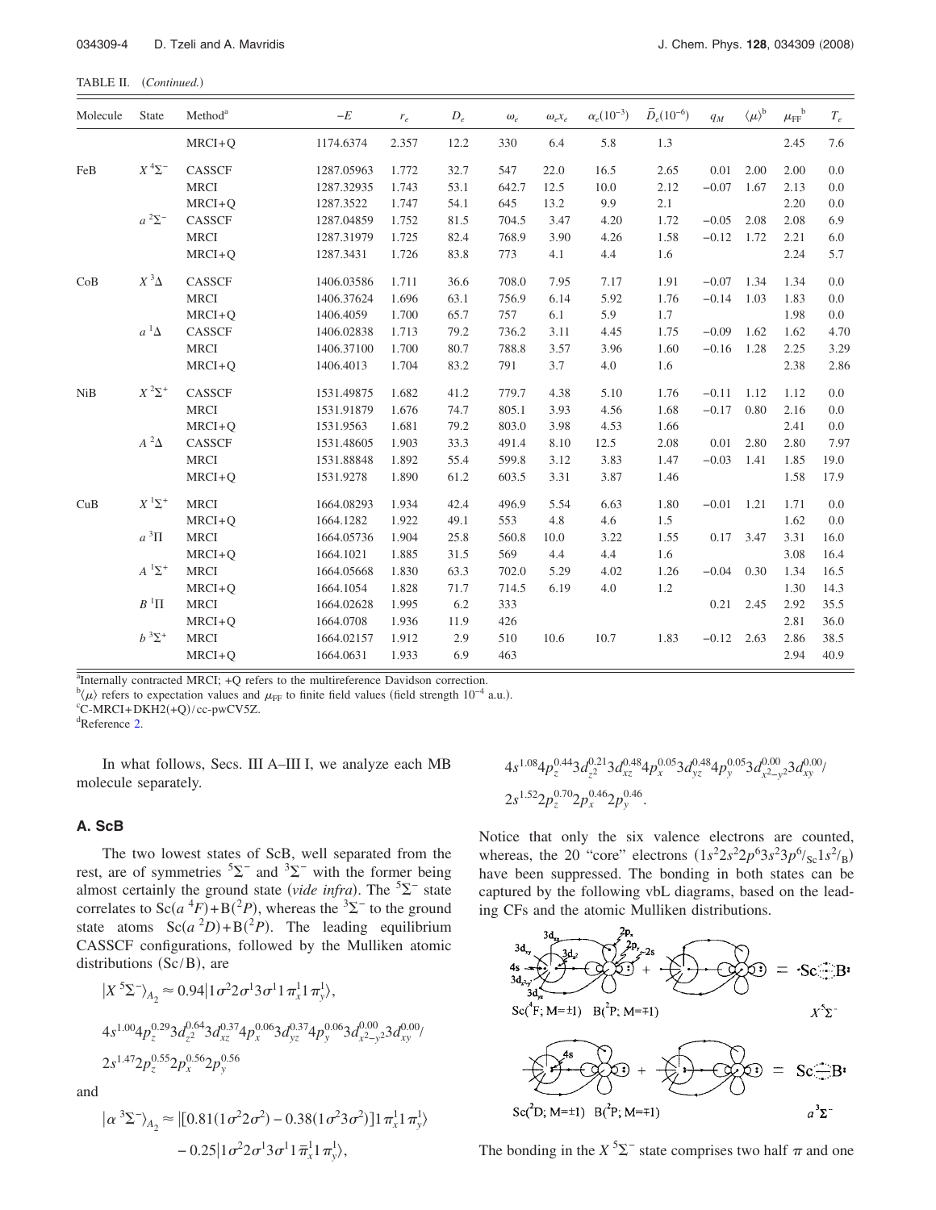TABLE II. (*Continued.*)

| Molecule | State | Method[a] | $-E$ | $r_e$ | $D_e$ | $\omega_e$ | $\omega_e x_e$ | $\alpha_e(10^{-3})$ | $\bar{D}_e(10^{-6})$ | $q_M$ | $\langle\mu\rangle$[b] | $\mu_{FF}$[b] | $T_e$ |
|---|---|---|---|---|---|---|---|---|---|---|---|---|---|
| | | MRCI+Q | 1174.6374 | 2.357 | 12.2 | 330 | 6.4 | 5.8 | 1.3 | | | 2.45 | 7.6 |
| FeB | $X\,^4\Sigma^-$ | CASSCF | 1287.05963 | 1.772 | 32.7 | 547 | 22.0 | 16.5 | 2.65 | 0.01 | 2.00 | 2.00 | 0.0 |
| | | MRCI | 1287.32935 | 1.743 | 53.1 | 642.7 | 12.5 | 10.0 | 2.12 | −0.07 | 1.67 | 2.13 | 0.0 |
| | | MRCI+Q | 1287.3522 | 1.747 | 54.1 | 645 | 13.2 | 9.9 | 2.1 | | | 2.20 | 0.0 |
| | $a\,^2\Sigma^-$ | CASSCF | 1287.04859 | 1.752 | 81.5 | 704.5 | 3.47 | 4.20 | 1.72 | −0.05 | 2.08 | 2.08 | 6.9 |
| | | MRCI | 1287.31979 | 1.725 | 82.4 | 768.9 | 3.90 | 4.26 | 1.58 | −0.12 | 1.72 | 2.21 | 6.0 |
| | | MRCI+Q | 1287.3431 | 1.726 | 83.8 | 773 | 4.1 | 4.4 | 1.6 | | | 2.24 | 5.7 |
| CoB | $X\,^3\Delta$ | CASSCF | 1406.03586 | 1.711 | 36.6 | 708.0 | 7.95 | 7.17 | 1.91 | −0.07 | 1.34 | 1.34 | 0.0 |
| | | MRCI | 1406.37624 | 1.696 | 63.1 | 756.9 | 6.14 | 5.92 | 1.76 | −0.14 | 1.03 | 1.83 | 0.0 |
| | | MRCI+Q | 1406.4059 | 1.700 | 65.7 | 757 | 6.1 | 5.9 | 1.7 | | | 1.98 | 0.0 |
| | $a\,^1\Delta$ | CASSCF | 1406.02838 | 1.713 | 79.2 | 736.2 | 3.11 | 4.45 | 1.75 | −0.09 | 1.62 | 1.62 | 4.70 |
| | | MRCI | 1406.37100 | 1.700 | 80.7 | 788.8 | 3.57 | 3.96 | 1.60 | −0.16 | 1.28 | 2.25 | 3.29 |
| | | MRCI+Q | 1406.4013 | 1.704 | 83.2 | 791 | 3.7 | 4.0 | 1.6 | | | 2.38 | 2.86 |
| NiB | $X\,^2\Sigma^+$ | CASSCF | 1531.49875 | 1.682 | 41.2 | 779.7 | 4.38 | 5.10 | 1.76 | −0.11 | 1.12 | 1.12 | 0.0 |
| | | MRCI | 1531.91879 | 1.676 | 74.7 | 805.1 | 3.93 | 4.56 | 1.68 | −0.17 | 0.80 | 2.16 | 0.0 |
| | | MRCI+Q | 1531.9563 | 1.681 | 79.2 | 803.0 | 3.98 | 4.53 | 1.66 | | | 2.41 | 0.0 |
| | $A\,^2\Delta$ | CASSCF | 1531.48605 | 1.903 | 33.3 | 491.4 | 8.10 | 12.5 | 2.08 | 0.01 | 2.80 | 2.80 | 7.97 |
| | | MRCI | 1531.88848 | 1.892 | 55.4 | 599.8 | 3.12 | 3.83 | 1.47 | −0.03 | 1.41 | 1.85 | 19.0 |
| | | MRCI+Q | 1531.9278 | 1.890 | 61.2 | 603.5 | 3.31 | 3.87 | 1.46 | | | 1.58 | 17.9 |
| CuB | $X\,^1\Sigma^+$ | MRCI | 1664.08293 | 1.934 | 42.4 | 496.9 | 5.54 | 6.63 | 1.80 | −0.01 | 1.21 | 1.71 | 0.0 |
| | | MRCI+Q | 1664.1282 | 1.922 | 49.1 | 553 | 4.8 | 4.6 | 1.5 | | | 1.62 | 0.0 |
| | $a\,^3\Pi$ | MRCI | 1664.05736 | 1.904 | 25.8 | 560.8 | 10.0 | 3.22 | 1.55 | 0.17 | 3.47 | 3.31 | 16.0 |
| | | MRCI+Q | 1664.1021 | 1.885 | 31.5 | 569 | 4.4 | 4.4 | 1.6 | | | 3.08 | 16.4 |
| | $A\,^1\Sigma^+$ | MRCI | 1664.05668 | 1.830 | 63.3 | 702.0 | 5.29 | 4.02 | 1.26 | −0.04 | 0.30 | 1.34 | 16.5 |
| | | MRCI+Q | 1664.1054 | 1.828 | 71.7 | 714.5 | 6.19 | 4.0 | 1.2 | | | 1.30 | 14.3 |
| | $B\,^1\Pi$ | MRCI | 1664.02628 | 1.995 | 6.2 | 333 | | | | 0.21 | 2.45 | 2.92 | 35.5 |
| | | MRCI+Q | 1664.0708 | 1.936 | 11.9 | 426 | | | | | | 2.81 | 36.0 |
| | $b\,^3\Sigma^+$ | MRCI | 1664.02157 | 1.912 | 2.9 | 510 | 10.6 | 10.7 | 1.83 | −0.12 | 2.63 | 2.86 | 38.5 |
| | | MRCI+Q | 1664.0631 | 1.933 | 6.9 | 463 | | | | | | 2.94 | 40.9 |

[a]Internally contracted MRCI; +Q refers to the multireference Davidson correction.
[b]$\langle\mu\rangle$ refers to expectation values and $\mu_{FF}$ to finite field values (field strength $10^{-4}$ a.u.).
[c]C-MRCI+DKH2(+Q)/cc-pwCV5Z.
[d]Reference 2.

In what follows, Secs. III A–III I, we analyze each MB molecule separately.

### A. ScB

The two lowest states of ScB, well separated from the rest, are of symmetries $^5\Sigma^-$ and $^3\Sigma^-$ with the former being almost certainly the ground state (*vide infra*). The $^5\Sigma^-$ state correlates to Sc($a\,^4F$)+B($^2P$), whereas the $^3\Sigma^-$ to the ground state atoms Sc($a\,^2D$)+B($^2P$). The leading equilibrium CASSCF configurations, followed by the Mulliken atomic distributions (Sc/B), are

$$|X\,^5\Sigma^-\rangle_{A_2} \approx 0.94|1\sigma^2 2\sigma^1 3\sigma^1 1\pi_x^1 1\pi_y^1\rangle,$$

$$4s^{1.00}4p_z^{0.29}3d_{z^2}^{0.64}3d_{xz}^{0.37}4p_x^{0.06}3d_{yz}^{0.37}4p_y^{0.06}3d_{x^2-y^2}^{0.00}3d_{xy}^{0.00}/$$
$$2s^{1.47}2p_z^{0.55}2p_x^{0.56}2p_y^{0.56}$$

and

$$|a\,^3\Sigma^-\rangle_{A_2} \approx |[0.81(1\sigma^2 2\sigma^2) - 0.38(1\sigma^2 3\sigma^2)]1\pi_x^1 1\pi_y^1\rangle$$
$$- 0.25|1\sigma^2 2\sigma^1 3\sigma^1 1\bar{\pi}_x^1 1\pi_y^1\rangle,$$

$$4s^{1.08}4p_z^{0.44}3d_{z^2}^{0.21}3d_{xz}^{0.48}4p_x^{0.05}3d_{yz}^{0.48}4p_y^{0.05}3d_{x^2-y^2}^{0.00}3d_{xy}^{0.00}/$$
$$2s^{1.52}2p_z^{0.70}2p_x^{0.46}2p_y^{0.46}.$$

Notice that only the six valence electrons are counted, whereas, the 20 "core" electrons ($1s^2 2s^2 2p^6 3s^2 3p^6/_{\mathrm{Sc}} 1s^2/_{\mathrm{B}}$) have been suppressed. The bonding in both states can be captured by the following vbL diagrams, based on the leading CFs and the atomic Mulliken distributions.

The bonding in the $X\,^5\Sigma^-$ state comprises two half $\pi$ and one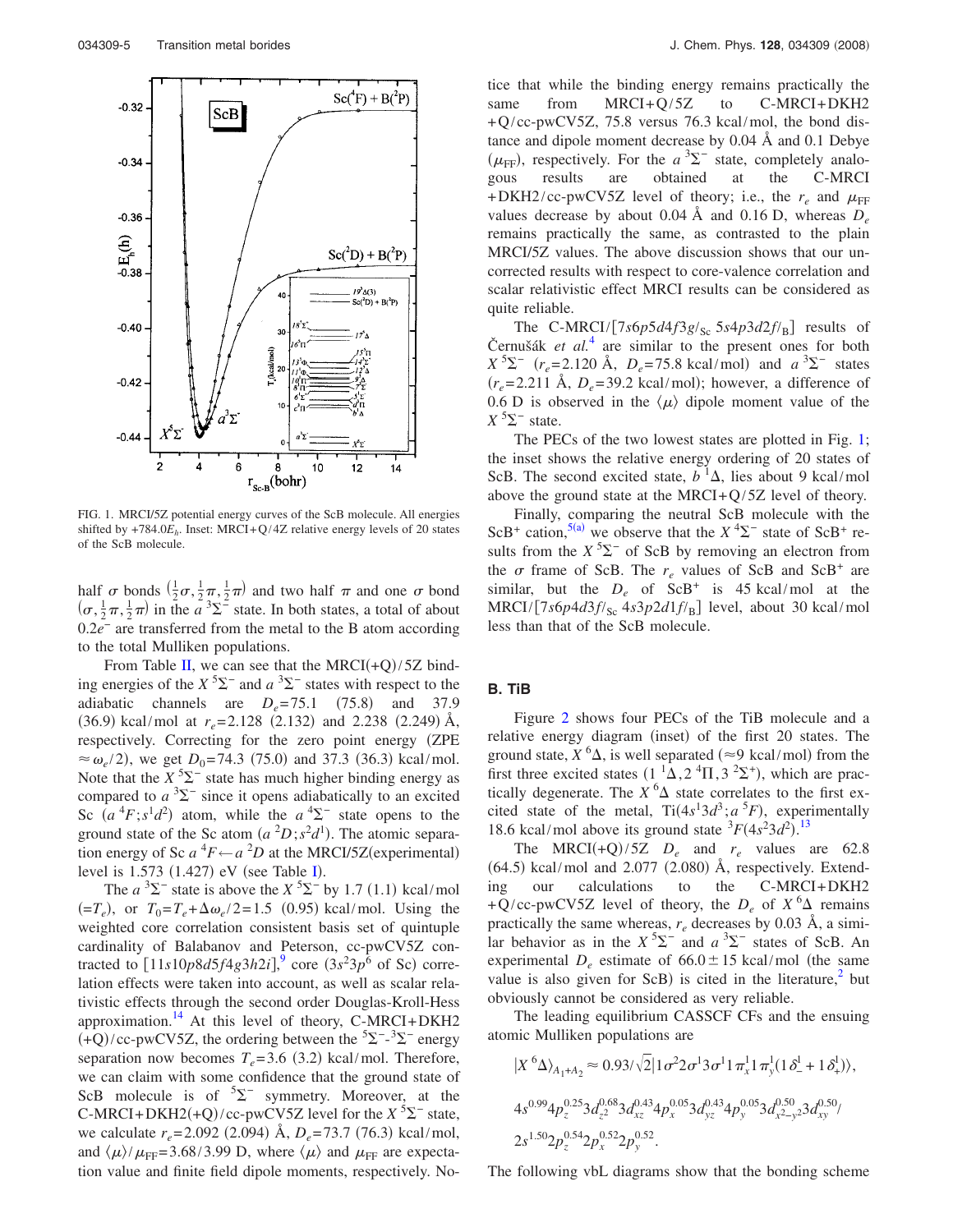FIG. 1. MRCI/5Z potential energy curves of the ScB molecule. All energies shifted by $+784.0E_h$. Inset: MRCI+Q/4Z relative energy levels of 20 states of the ScB molecule.

half σ bonds $(\frac{1}{2}\sigma, \frac{1}{2}\pi, \frac{1}{2}\pi)$ and two half π and one σ bond $(\sigma, \frac{1}{2}\pi, \frac{1}{2}\pi)$ in the $a\,^3\Sigma^-$ state. In both states, a total of about $0.2e^-$ are transferred from the metal to the B atom according to the total Mulliken populations.

From Table II, we can see that the MRCI(+Q)/5Z binding energies of the $X\,^5\Sigma^-$ and $a\,^3\Sigma^-$ states with respect to the adiabatic channels are $D_e$=75.1 (75.8) and 37.9 (36.9) kcal/mol at $r_e$=2.128 (2.132) and 2.238 (2.249) Å, respectively. Correcting for the zero point energy (ZPE $\approx \omega_e/2$), we get $D_0$=74.3 (75.0) and 37.3 (36.3) kcal/mol. Note that the $X\,^5\Sigma^-$ state has much higher binding energy as compared to $a\,^3\Sigma^-$ since it opens adiabatically to an excited Sc $(a\,^4F; s^1d^2)$ atom, while the $a\,^4\Sigma^-$ state opens to the ground state of the Sc atom $(a\,^2D; s^2d^1)$. The atomic separation energy of Sc $a\,^4F \leftarrow a\,^2D$ at the MRCI/5Z(experimental) level is 1.573 (1.427) eV (see Table I).

The $a\,^3\Sigma^-$ state is above the $X\,^5\Sigma^-$ by 1.7 (1.1) kcal/mol ($=T_e$), or $T_0 = T_e + \Delta\omega_e/2$=1.5 (0.95) kcal/mol. Using the weighted core correlation consistent basis set of quintuple cardinality of Balabanov and Peterson, cc-pwCV5Z contracted to $[11s10p8d5f4g3h2i]$,[9] core $(3s^23p^6$ of Sc) correlation effects were taken into account, as well as scalar relativistic effects through the second order Douglas-Kroll-Hess approximation.[14] At this level of theory, C-MRCI+DKH2 (+Q)/cc-pwCV5Z, the ordering between the $^5\Sigma^-$-$^3\Sigma^-$ energy separation now becomes $T_e$=3.6 (3.2) kcal/mol. Therefore, we can claim with some confidence that the ground state of ScB molecule is of $^5\Sigma^-$ symmetry. Moreover, at the C-MRCI+DKH2(+Q)/cc-pwCV5Z level for the $X\,^5\Sigma^-$ state, we calculate $r_e$=2.092 (2.094) Å, $D_e$=73.7 (76.3) kcal/mol, and $\langle\mu\rangle/\mu_{FF}$=3.68/3.99 D, where $\langle\mu\rangle$ and $\mu_{FF}$ are expectation value and finite field dipole moments, respectively. Notice that while the binding energy remains practically the same from MRCI+Q/5Z to C-MRCI+DKH2+Q/cc-pwCV5Z, 75.8 versus 76.3 kcal/mol, the bond distance and dipole moment decrease by 0.04 Å and 0.1 Debye $(\mu_{FF})$, respectively. For the $a\,^3\Sigma^-$ state, completely analogous results are obtained at the C-MRCI+DKH2/cc-pwCV5Z level of theory; i.e., the $r_e$ and $\mu_{FF}$ values decrease by about 0.04 Å and 0.16 D, whereas $D_e$ remains practically the same, as contrasted to the plain MRCI/5Z values. The above discussion shows that our uncorrected results with respect to core-valence correlation and scalar relativistic effect MRCI results can be considered as quite reliable.

The C-MRCI/$[7s6p5d4f3g/_{Sc}\ 5s4p3d2f/_{B}]$ results of Černušák *et al.*[4] are similar to the present ones for both $X\,^5\Sigma^-$ ($r_e$=2.120 Å, $D_e$=75.8 kcal/mol) and $a\,^3\Sigma^-$ states ($r_e$=2.211 Å, $D_e$=39.2 kcal/mol); however, a difference of 0.6 D is observed in the $\langle\mu\rangle$ dipole moment value of the $X\,^5\Sigma^-$ state.

The PECs of the two lowest states are plotted in Fig. 1; the inset shows the relative energy ordering of 20 states of ScB. The second excited state, $b\,^1\Delta$, lies about 9 kcal/mol above the ground state at the MRCI+Q/5Z level of theory.

Finally, comparing the neutral ScB molecule with the $ScB^+$ cation,[5(a)] we observe that the $X\,^4\Sigma^-$ state of $ScB^+$ results from the $X\,^5\Sigma^-$ of ScB by removing an electron from the σ frame of ScB. The $r_e$ values of ScB and $ScB^+$ are similar, but the $D_e$ of $ScB^+$ is 45 kcal/mol at the MRCI/$[7s6p4d3f/_{Sc}\ 4s3p2d1f/_{B}]$ level, about 30 kcal/mol less than that of the ScB molecule.

### B. TiB

Figure 2 shows four PECs of the TiB molecule and a relative energy diagram (inset) of the first 20 states. The ground state, $X\,^6\Delta$, is well separated ($\approx$9 kcal/mol) from the first three excited states $(1\,^1\Delta, 2\,^4\Pi, 3\,^2\Sigma^+)$, which are practically degenerate. The $X\,^6\Delta$ state correlates to the first excited state of the metal, Ti$(4s^13d^3; a\,^5F)$, experimentally 18.6 kcal/mol above its ground state $^3F(4s^23d^2)$.[13]

The MRCI(+Q)/5Z $D_e$ and $r_e$ values are 62.8 (64.5) kcal/mol and 2.077 (2.080) Å, respectively. Extending our calculations to the C-MRCI+DKH2+Q/cc-pwCV5Z level of theory, the $D_e$ of $X\,^6\Delta$ remains practically the same whereas, $r_e$ decreases by 0.03 Å, a similar behavior as in the $X\,^5\Sigma^-$ and $a\,^3\Sigma^-$ states of ScB. An experimental $D_e$ estimate of $66.0 \pm 15$ kcal/mol (the same value is also given for ScB) is cited in the literature,[2] but obviously cannot be considered as very reliable.

The leading equilibrium CASSCF CFs and the ensuing atomic Mulliken populations are

$$|X\,^6\Delta\rangle_{A_1+A_2} \approx 0.93/\sqrt{2}|1\sigma^2 2\sigma^1 3\sigma^1 1\pi_x^1 1\pi_y^1 (1\delta_-^1 + 1\delta_+^1)\rangle,$$

$$4s^{0.99}4p_z^{0.25}3d_{z^2}^{0.68}3d_{xz}^{0.43}4p_x^{0.05}3d_{yz}^{0.43}4p_y^{0.05}3d_{x^2-y^2}^{0.50}3d_{xy}^{0.50}/$$
$$2s^{1.50}2p_z^{0.54}2p_x^{0.52}2p_y^{0.52}.$$

The following vbL diagrams show that the bonding scheme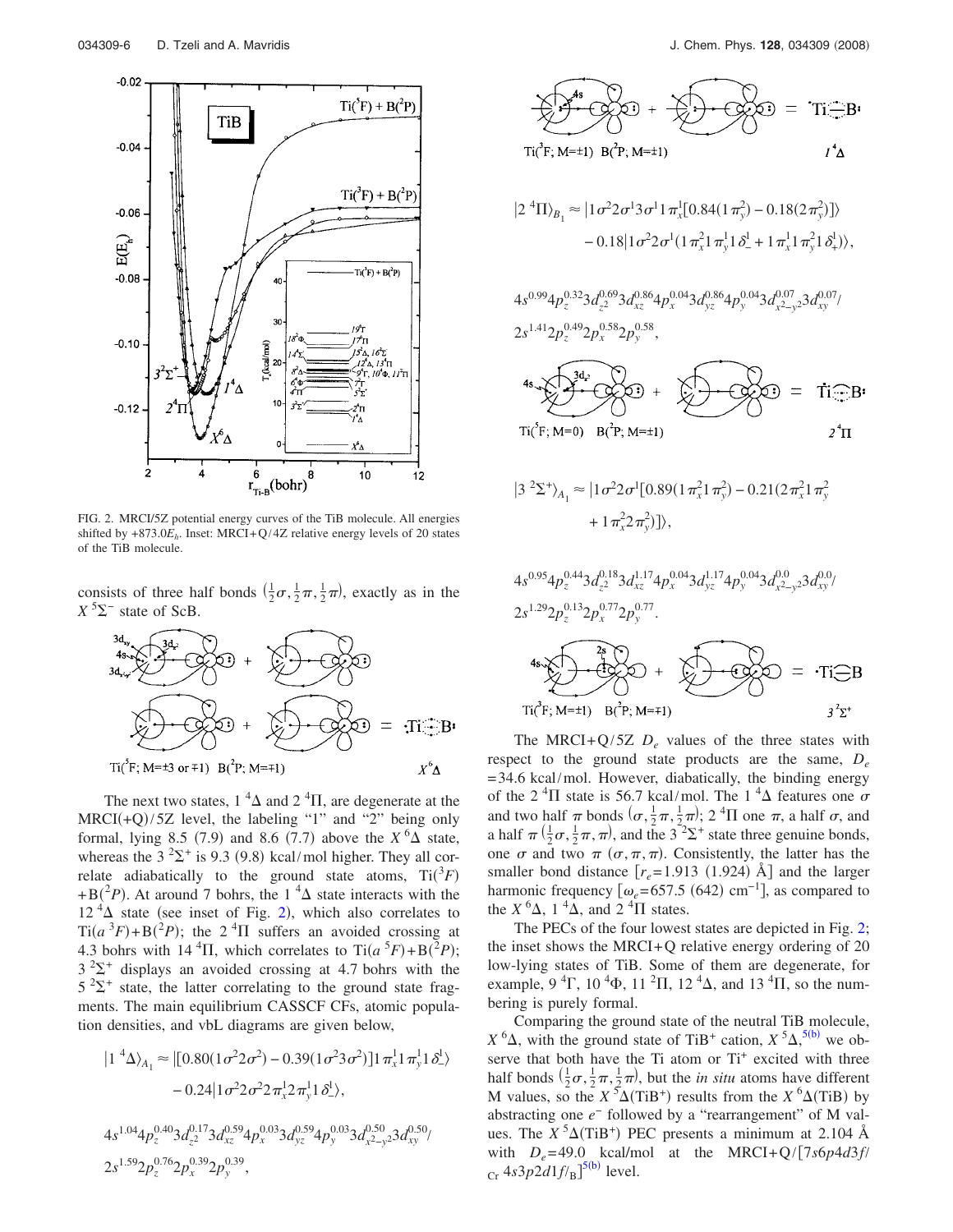FIG. 2. MRCI/5Z potential energy curves of the TiB molecule. All energies shifted by $+873.0E_h$. Inset: MRCI+Q/4Z relative energy levels of 20 states of the TiB molecule.

consists of three half bonds $(\frac{1}{2}\sigma, \frac{1}{2}\pi, \frac{1}{2}\pi)$, exactly as in the $X\,^5\Sigma^-$ state of ScB.

The next two states, $1\,^4\Delta$ and $2\,^4\Pi$, are degenerate at the MRCI(+Q)/5Z level, the labeling "1" and "2" being only formal, lying 8.5 (7.9) and 8.6 (7.7) above the $X\,^6\Delta$ state, whereas the $3\,^2\Sigma^+$ is 9.3 (9.8) kcal/mol higher. They all correlate adiabatically to the ground state atoms, $\text{Ti}(^3F)+\text{B}(^2P)$. At around 7 bohrs, the $1\,^4\Delta$ state interacts with the $12\,^4\Delta$ state (see inset of Fig. 2), which also correlates to $\text{Ti}(a\,^3F)+\text{B}(^2P)$; the $2\,^4\Pi$ suffers an avoided crossing at 4.3 bohrs with $14\,^4\Pi$, which correlates to $\text{Ti}(a\,^5F)+\text{B}(^2P)$; $3\,^2\Sigma^+$ displays an avoided crossing at 4.7 bohrs with the $5\,^2\Sigma^+$ state, the latter correlating to the ground state fragments. The main equilibrium CASSCF CFs, atomic population densities, and vbL diagrams are given below,

$$|1\,^4\Delta\rangle_{A_1} \approx |[0.80(1\sigma^2 2\sigma^2) - 0.39(1\sigma^2 3\sigma^2)]1\pi_x^1 1\pi_y^1 1\delta_-^1\rangle - 0.24|1\sigma^2 2\sigma^2 2\pi_x^1 2\pi_y^1 1\delta_-^1\rangle,$$

$$4s^{1.04}4p_z^{0.40}3d_{z^2}^{0.17}3d_{xz}^{0.59}4p_x^{0.03}3d_{yz}^{0.59}4p_y^{0.03}3d_{x^2-y^2}^{0.50}3d_{xy}^{0.50}/2s^{1.59}2p_z^{0.76}2p_x^{0.39}2p_y^{0.39},$$

$$|2\,^4\Pi\rangle_{B_1} \approx |1\sigma^2 2\sigma^1 3\sigma^1 1\pi_x^1[0.84(1\pi_y^2) - 0.18(2\pi_y^2)]\rangle - 0.18|1\sigma^2 2\sigma^1(1\pi_x^2 1\pi_y^1 1\delta_-^1 + 1\pi_x^1 1\pi_y^2 1\delta_+^1)\rangle,$$

$$4s^{0.99}4p_z^{0.32}3d_{z^2}^{0.69}3d_{xz}^{0.86}4p_x^{0.04}3d_{yz}^{0.86}4p_y^{0.04}3d_{x^2-y^2}^{0.07}3d_{xy}^{0.07}/2s^{1.41}2p_z^{0.49}2p_x^{0.58}2p_y^{0.58},$$

$$|3\,^2\Sigma^+\rangle_{A_1} \approx |1\sigma^2 2\sigma^1[0.89(1\pi_x^2 1\pi_y^2) - 0.21(2\pi_x^2 1\pi_y^2 + 1\pi_x^2 2\pi_y^2)]\rangle,$$

$$4s^{0.95}4p_z^{0.44}3d_{z^2}^{0.18}3d_{xz}^{1.17}4p_x^{0.04}3d_{yz}^{1.17}4p_y^{0.04}3d_{x^2-y^2}^{0.0}3d_{xy}^{0.0}/2s^{1.29}2p_z^{0.13}2p_x^{0.77}2p_y^{0.77}.$$

The MRCI+Q/5Z $D_e$ values of the three states with respect to the ground state products are the same, $D_e = 34.6$ kcal/mol. However, diabatically, the binding energy of the $2\,^4\Pi$ state is 56.7 kcal/mol. The $1\,^4\Delta$ features one $\sigma$ and two half $\pi$ bonds $(\sigma, \frac{1}{2}\pi, \frac{1}{2}\pi)$; $2\,^4\Pi$ one $\pi$, a half $\sigma$, and a half $\pi$ $(\frac{1}{2}\sigma, \frac{1}{2}\pi, \pi)$, and the $3\,^2\Sigma^+$ state three genuine bonds, one $\sigma$ and two $\pi$ $(\sigma, \pi, \pi)$. Consistently, the latter has the smaller bond distance $[r_e = 1.913\ (1.924)\ \text{Å}]$ and the larger harmonic frequency $[\omega_e = 657.5\ (642)\ \text{cm}^{-1}]$, as compared to the $X\,^6\Delta$, $1\,^4\Delta$, and $2\,^4\Pi$ states.

The PECs of the four lowest states are depicted in Fig. 2; the inset shows the MRCI+Q relative energy ordering of 20 low-lying states of TiB. Some of them are degenerate, for example, $9\,^4\Gamma$, $10\,^4\Phi$, $11\,^2\Pi$, $12\,^4\Delta$, and $13\,^4\Pi$, so the numbering is purely formal.

Comparing the ground state of the neutral TiB molecule, $X\,^6\Delta$, with the ground state of $\text{TiB}^+$ cation, $X\,^5\Delta$,[5(b)] we observe that both have the Ti atom or $\text{Ti}^+$ excited with three half bonds $(\frac{1}{2}\sigma, \frac{1}{2}\pi, \frac{1}{2}\pi)$, but the *in situ* atoms have different M values, so the $X\,^5\Delta(\text{TiB}^+)$ results from the $X\,^6\Delta(\text{TiB})$ by abstracting one $e^-$ followed by a "rearrangement" of M values. The $X\,^5\Delta(\text{TiB}^+)$ PEC presents a minimum at 2.104 Å with $D_e = 49.0$ kcal/mol at the MRCI+Q/$[7s6p4d3f/_{\text{Cr}}\ 4s3p2d1f/_{\text{B}}]$[5(b)] level.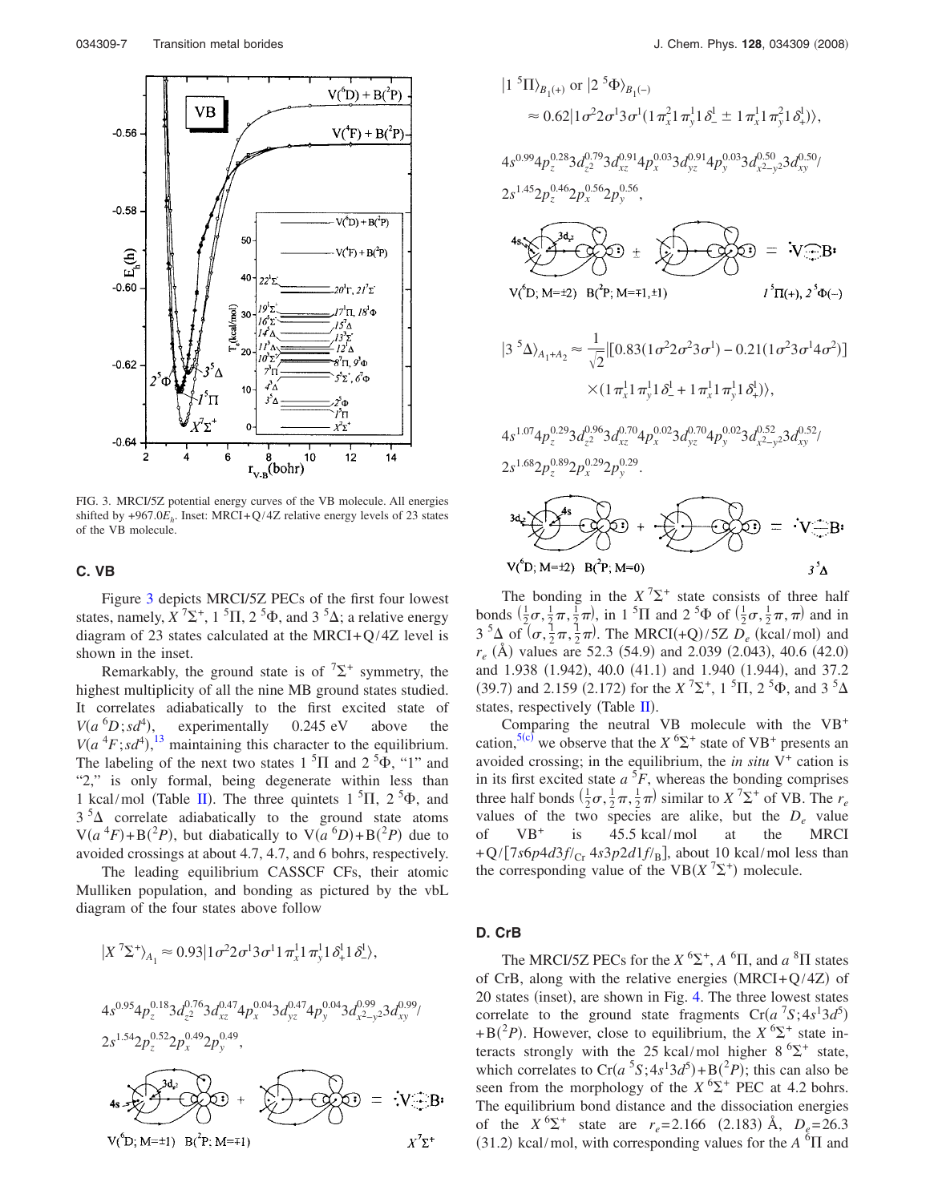FIG. 3. MRCI/5Z potential energy curves of the VB molecule. All energies shifted by $+967.0E_h$. Inset: MRCI+Q/4Z relative energy levels of 23 states of the VB molecule.

### C. VB

Figure 3 depicts MRCI/5Z PECs of the first four lowest states, namely, $X\,^7\Sigma^+$, $1\,^5\Pi$, $2\,^5\Phi$, and $3\,^5\Delta$; a relative energy diagram of 23 states calculated at the MRCI+Q/4Z level is shown in the inset.

Remarkably, the ground state is of $^7\Sigma^+$ symmetry, the highest multiplicity of all the nine MB ground states studied. It correlates adiabatically to the first excited state of $V(a\,^6D;sd^4)$, experimentally 0.245 eV above the $V(a\,^4F;sd^4)$,[13] maintaining this character to the equilibrium. The labeling of the next two states $1\,^5\Pi$ and $2\,^5\Phi$, "1" and "2," is only formal, being degenerate within less than 1 kcal/mol (Table II). The three quintets $1\,^5\Pi$, $2\,^5\Phi$, and $3\,^5\Delta$ correlate adiabatically to the ground state atoms $V(a\,^4F)+B(^2P)$, but diabatically to $V(a\,^6D)+B(^2P)$ due to avoided crossings at about 4.7, 4.7, and 6 bohrs, respectively.

The leading equilibrium CASSCF CFs, their atomic Mulliken population, and bonding as pictured by the vbL diagram of the four states above follow

$$|X\,^7\Sigma^+\rangle_{A_1} \approx 0.93|1\sigma^2 2\sigma^1 3\sigma^1 1\pi_x^1 1\pi_y^1 1\delta_+^1 1\delta_-^1\rangle,$$

$$4s^{0.95}4p_z^{0.18}3d_{z^2}^{0.76}3d_{xz}^{0.47}4p_x^{0.04}3d_{yz}^{0.47}4p_y^{0.04}3d_{x^2-y^2}^{0.99}3d_{xy}^{0.99}/$$
$$2s^{1.54}2p_z^{0.52}2p_x^{0.49}2p_y^{0.49},$$

V($^6$D; M=±1) B($^2$P; M=∓1) $X\,^7\Sigma^+$

$$|1\,^5\Pi\rangle_{B_1(+)} \text{ or } |2\,^5\Phi\rangle_{B_1(-)}$$
$$\approx 0.62|1\sigma^2 2\sigma^1 3\sigma^1(1\pi_x^2 1\pi_y^1 1\delta_-^1 \pm 1\pi_x^1 1\pi_y^2 1\delta_+^1)\rangle,$$

$$4s^{0.99}4p_z^{0.28}3d_{z^2}^{0.79}3d_{xz}^{0.91}4p_x^{0.03}3d_{yz}^{0.91}4p_y^{0.03}3d_{x^2-y^2}^{0.50}3d_{xy}^{0.50}/$$
$$2s^{1.45}2p_z^{0.46}2p_x^{0.56}2p_y^{0.56},$$

V($^6$D; M=±2) B($^2$P; M=∓1, ±1) $1\,^5\Pi(+)$, $2\,^5\Phi(-)$

$$|3\,^5\Delta\rangle_{A_1+A_2} \approx \frac{1}{\sqrt{2}}|[0.83(1\sigma^2 2\sigma^2 3\sigma^1) - 0.21(1\sigma^2 3\sigma^1 4\sigma^2)]$$
$$\times(1\pi_x^1 1\pi_y^1 1\delta_-^1 + 1\pi_x^1 1\pi_y^1 1\delta_+^1)\rangle,$$

$$4s^{1.07}4p_z^{0.29}3d_{z^2}^{0.96}3d_{xz}^{0.70}4p_x^{0.02}3d_{yz}^{0.70}4p_y^{0.02}3d_{x^2-y^2}^{0.52}3d_{xy}^{0.52}/$$
$$2s^{1.68}2p_z^{0.89}2p_x^{0.29}2p_y^{0.29}.$$

V($^6$D; M=±2) B($^2$P; M=0) $3\,^5\Delta$

The bonding in the $X\,^7\Sigma^+$ state consists of three half bonds $(\frac{1}{2}\sigma, \frac{1}{2}\pi, \frac{1}{2}\pi)$, in $1\,^5\Pi$ and $2\,^5\Phi$ of $(\frac{1}{2}\sigma, \frac{1}{2}\pi, \pi)$ and in $3\,^5\Delta$ of $(\sigma, \frac{1}{2}\pi, \frac{1}{2}\pi)$. The MRCI(+Q)/5Z $D_e$ (kcal/mol) and $r_e$ (Å) values are 52.3 (54.9) and 2.039 (2.043), 40.6 (42.0) and 1.938 (1.942), 40.0 (41.1) and 1.940 (1.944), and 37.2 (39.7) and 2.159 (2.172) for the $X\,^7\Sigma^+$, $1\,^5\Pi$, $2\,^5\Phi$, and $3\,^5\Delta$ states, respectively (Table II).

Comparing the neutral VB molecule with the $VB^+$ cation,[5(c)] we observe that the $X\,^6\Sigma^+$ state of $VB^+$ presents an avoided crossing; in the equilibrium, the *in situ* $V^+$ cation is in its first excited state $a\,^5F$, whereas the bonding comprises three half bonds $(\frac{1}{2}\sigma, \frac{1}{2}\pi, \frac{1}{2}\pi)$ similar to $X\,^7\Sigma^+$ of VB. The $r_e$ values of the two species are alike, but the $D_e$ value of $VB^+$ is 45.5 kcal/mol at the MRCI +Q/[$7s6p4d3f/_{\mathrm{Cr}}$ $4s3p2d1f/_{\mathrm{B}}$], about 10 kcal/mol less than the corresponding value of the VB($X\,^7\Sigma^+$) molecule.

### D. CrB

The MRCI/5Z PECs for the $X\,^6\Sigma^+$, $A\,^6\Pi$, and $a\,^8\Pi$ states of CrB, along with the relative energies (MRCI+Q/4Z) of 20 states (inset), are shown in Fig. 4. The three lowest states correlate to the ground state fragments $\mathrm{Cr}(a\,^7S;4s^13d^5)+B(^2P)$. However, close to equilibrium, the $X\,^6\Sigma^+$ state interacts strongly with the 25 kcal/mol higher $8\,^6\Sigma^+$ state, which correlates to $\mathrm{Cr}(a\,^5S;4s^13d^5)+B(^2P)$; this can also be seen from the morphology of the $X\,^6\Sigma^+$ PEC at 4.2 bohrs. The equilibrium bond distance and the dissociation energies of the $X\,^6\Sigma^+$ state are $r_e$=2.166 (2.183) Å, $D_e$=26.3 (31.2) kcal/mol, with corresponding values for the $A\,^6\Pi$ and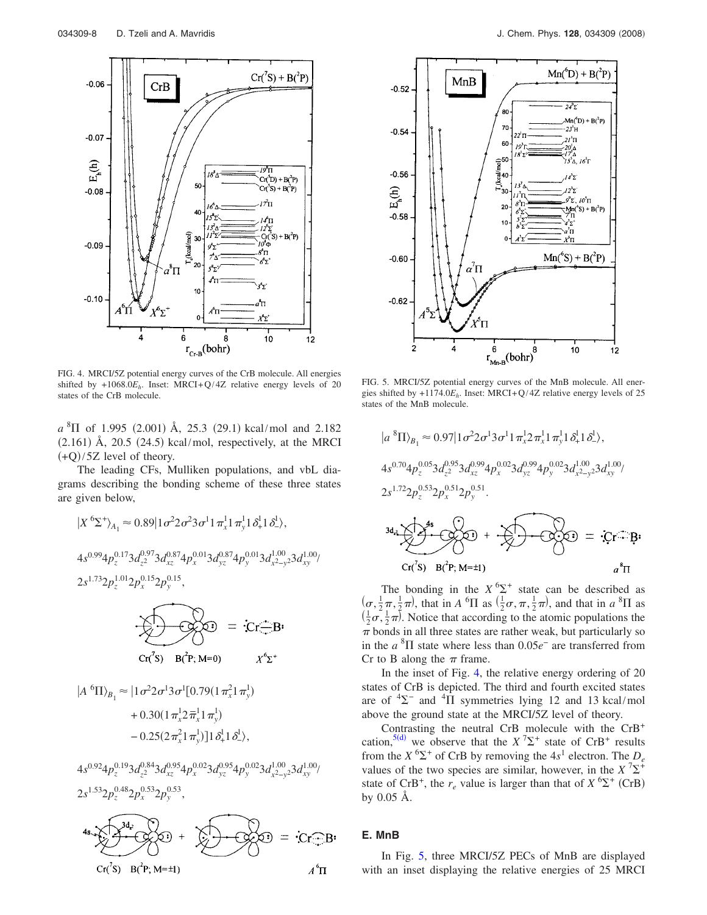FIG. 4. MRCI/5Z potential energy curves of the CrB molecule. All energies shifted by $+1068.0E_h$. Inset: MRCI+Q/4Z relative energy levels of 20 states of the CrB molecule.

$a\,^8\Pi$ of 1.995 (2.001) Å, 25.3 (29.1) kcal/mol and 2.182 (2.161) Å, 20.5 (24.5) kcal/mol, respectively, at the MRCI (+Q)/5Z level of theory.

The leading CFs, Mulliken populations, and vbL diagrams describing the bonding scheme of these three states are given below,

$$|X\,^6\Sigma^+\rangle_{A_1} \approx 0.89|1\sigma^2 2\sigma^2 3\sigma^1 1\pi_x^1 1\pi_y^1 1\delta_+^1 1\delta_-^1\rangle,$$

$$4s^{0.99}4p_z^{0.17}3d_{z^2}^{0.97}3d_{xz}^{0.87}4p_x^{0.01}3d_{yz}^{0.87}4p_y^{0.01}3d_{x^2-y^2}^{1.00}3d_{xy}^{1.00}/$$
$$2s^{1.73}2p_z^{1.01}2p_x^{0.15}2p_y^{0.15},$$

$$|A\,^6\Pi\rangle_{B_1} \approx |1\sigma^2 2\sigma^1 3\sigma^1[0.79(1\pi_x^2 1\pi_y^1) + 0.30(1\pi_x^1 2\bar{\pi}_x^1 1\pi_y^1) - 0.25(2\pi_x^2 1\pi_y^1)]1\delta_+^1 1\delta_-^1\rangle,$$

$$4s^{0.92}4p_z^{0.19}3d_{z^2}^{0.84}3d_{xz}^{0.95}4p_x^{0.02}3d_{yz}^{0.95}4p_y^{0.02}3d_{x^2-y^2}^{1.00}3d_{xy}^{1.00}/$$
$$2s^{1.53}2p_z^{0.48}2p_x^{0.53}2p_y^{0.53},$$

FIG. 5. MRCI/5Z potential energy curves of the MnB molecule. All energies shifted by $+1174.0E_h$. Inset: MRCI+Q/4Z relative energy levels of 25 states of the MnB molecule.

$$|a\,^8\Pi\rangle_{B_1} \approx 0.97|1\sigma^2 2\sigma^1 3\sigma^1 1\pi_x^1 2\pi_x^1 1\pi_y^1 1\delta_+^1 1\delta_-^1\rangle,$$

$$4s^{0.70}4p_z^{0.05}3d_{z^2}^{0.95}3d_{xz}^{0.99}4p_x^{0.02}3d_{yz}^{0.99}4p_y^{0.02}3d_{x^2-y^2}^{1.00}3d_{xy}^{1.00}/$$
$$2s^{1.72}2p_z^{0.53}2p_x^{0.51}2p_y^{0.51}.$$

The bonding in the $X\,^6\Sigma^+$ state can be described as $(\sigma, \frac{1}{2}\pi, \frac{1}{2}\pi)$, that in $A\,^6\Pi$ as $(\frac{1}{2}\sigma, \pi, \frac{1}{2}\pi)$, and that in $a\,^8\Pi$ as $(\frac{1}{2}\sigma, \frac{1}{2}\pi)$. Notice that according to the atomic populations the $\pi$ bonds in all three states are rather weak, but particularly so in the $a\,^8\Pi$ state where less than $0.05e^-$ are transferred from Cr to B along the $\pi$ frame.

In the inset of Fig. 4, the relative energy ordering of 20 states of CrB is depicted. The third and fourth excited states are of $^4\Sigma^-$ and $^4\Pi$ symmetries lying 12 and 13 kcal/mol above the ground state at the MRCI/5Z level of theory.

Contrasting the neutral CrB molecule with the $CrB^+$ cation,[5(d)] we observe that the $X\,^7\Sigma^+$ state of $CrB^+$ results from the $X\,^6\Sigma^+$ of CrB by removing the $4s^1$ electron. The $D_e$ values of the two species are similar, however, in the $X\,^7\Sigma^+$ state of $CrB^+$, the $r_e$ value is larger than that of $X\,^6\Sigma^+$ (CrB) by 0.05 Å.

## E. MnB

In Fig. 5, three MRCI/5Z PECs of MnB are displayed with an inset displaying the relative energies of 25 MRCI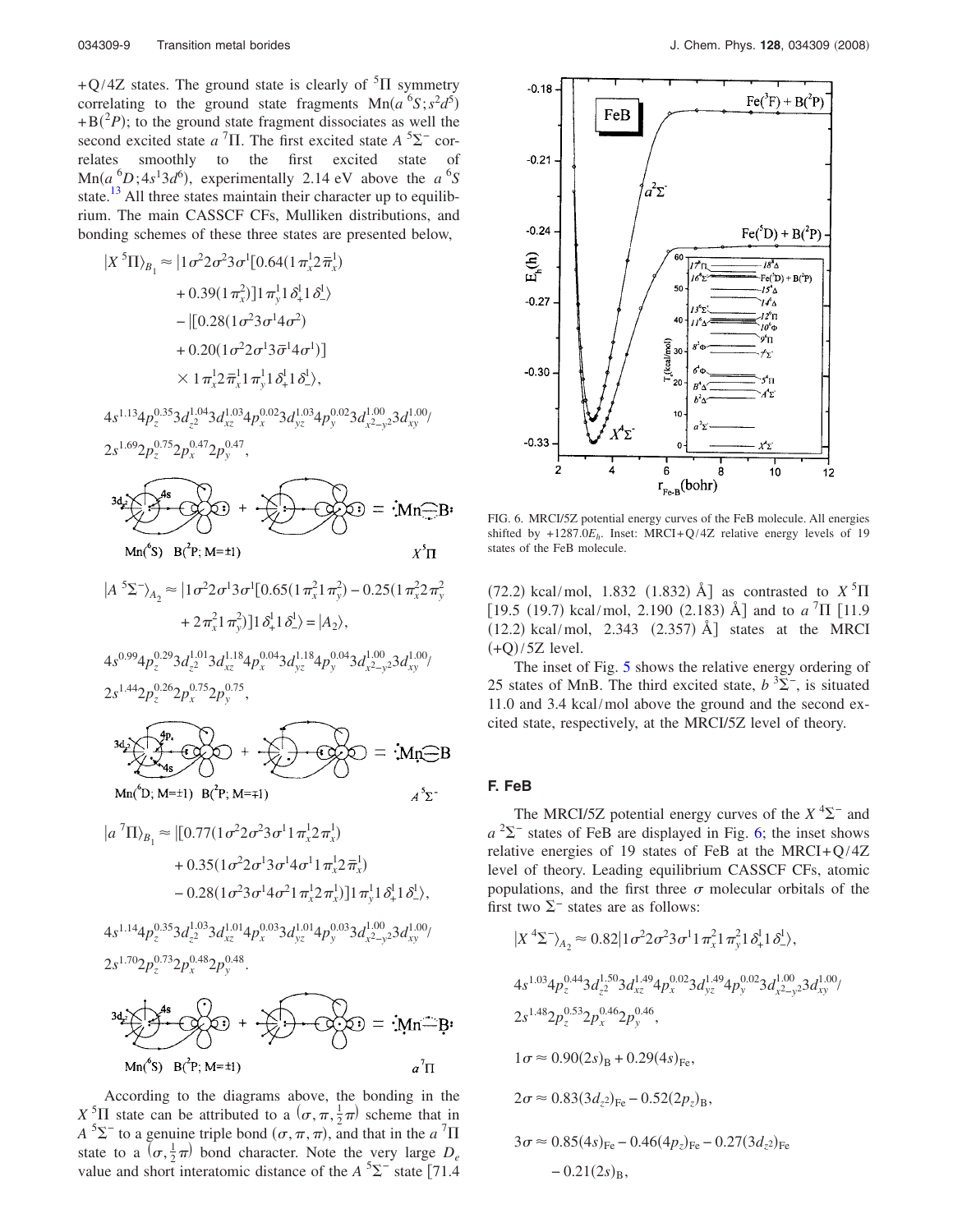+Q/4Z states. The ground state is clearly of $^5\Pi$ symmetry correlating to the ground state fragments Mn($a\,^6S;s^2d^5$) +B($^2P$); to the ground state fragment dissociates as well the second excited state $a\,^7\Pi$. The first excited state $A\,^5\Sigma^-$ correlates smoothly to the first excited state of Mn($a\,^6D;4s^13d^6$), experimentally 2.14 eV above the $a\,^6S$ state.[13] All three states maintain their character up to equilibrium. The main CASSCF CFs, Mulliken distributions, and bonding schemes of these three states are presented below,

$$
\begin{aligned}
|X\,^5\Pi\rangle_{B_1} \approx\ & |1\sigma^2 2\sigma^2 3\sigma^1[0.64(1\pi_x^1 2\bar{\pi}_x^1) \\
& + 0.39(1\pi_x^2)]1\pi_y^1 1\delta_+^1 1\delta_-^1\rangle \\
& - |[0.28(1\sigma^2 3\sigma^1 4\sigma^2) \\
& + 0.20(1\sigma^2 2\sigma^1 3\bar{\sigma}^1 4\sigma^1)] \\
& \times 1\pi_x^1 2\bar{\pi}_x^1 1\pi_y^1 1\delta_+^1 1\delta_-^1\rangle,
\end{aligned}
$$

$$
4s^{1.13}4p_z^{0.35}3d_{z^2}^{1.04}3d_{xz}^{1.03}4p_x^{0.02}3d_{yz}^{1.03}4p_y^{0.02}3d_{x^2-y^2}^{1.00}3d_{xy}^{1.00}/\ 2s^{1.69}2p_z^{0.75}2p_x^{0.47}2p_y^{0.47},
$$

Mn($^6S$) B($^2P$; $M=\pm1$) $\quad X\,^5\Pi$

$$
\begin{aligned}
|A\,^5\Sigma^-\rangle_{A_2} \approx\ & |1\sigma^2 2\sigma^1 3\sigma^1[0.65(1\pi_x^2 1\pi_y^2) - 0.25(1\pi_x^2 2\pi_y^2 \\
& + 2\pi_x^2 1\pi_y^2)]1\delta_+^1 1\delta_-^1\rangle = |A_2\rangle,
\end{aligned}
$$

$$
4s^{0.99}4p_z^{0.29}3d_{z^2}^{1.01}3d_{xz}^{1.18}4p_x^{0.04}3d_{yz}^{1.18}4p_y^{0.04}3d_{x^2-y^2}^{1.00}3d_{xy}^{1.00}/\ 2s^{1.44}2p_z^{0.26}2p_x^{0.75}2p_y^{0.75},
$$

Mn($^6D$; $M=\pm1$) B($^2P$; $M=\mp1$) $\quad A\,^5\Sigma^-$

$$
\begin{aligned}
|a\,^7\Pi\rangle_{B_1} \approx\ & |[0.77(1\sigma^2 2\sigma^2 3\sigma^1 1\pi_x^1 2\pi_x^1) \\
& + 0.35(1\sigma^2 2\sigma^1 3\sigma^1 4\sigma^1 1\pi_x^1 2\bar{\pi}_x^1) \\
& - 0.28(1\sigma^2 3\sigma^1 4\sigma^2 1\pi_x^1 2\pi_x^1)]1\pi_y^1 1\delta_+^1 1\delta_-^1\rangle,
\end{aligned}
$$

$$
4s^{1.14}4p_z^{0.35}3d_{z^2}^{1.03}3d_{xz}^{1.01}4p_x^{0.03}3d_{yz}^{1.01}4p_y^{0.03}3d_{x^2-y^2}^{1.00}3d_{xy}^{1.00}/\ 2s^{1.70}2p_z^{0.73}2p_x^{0.48}2p_y^{0.48}.
$$

Mn($^6S$) B($^2P$; $M=\pm1$) $\quad a\,^7\Pi$

According to the diagrams above, the bonding in the $X\,^5\Pi$ state can be attributed to a $(\sigma, \pi, \frac{1}{2}\pi)$ scheme that in $A\,^5\Sigma^-$ to a genuine triple bond $(\sigma, \pi, \pi)$, and that in the $a\,^7\Pi$ state to a $(\sigma, \frac{1}{2}\pi)$ bond character. Note the very large $D_e$ value and short interatomic distance of the $A\,^5\Sigma^-$ state [71.4 (72.2) kcal/mol, 1.832 (1.832) Å] as contrasted to $X\,^5\Pi$ [19.5 (19.7) kcal/mol, 2.190 (2.183) Å] and to $a\,^7\Pi$ [11.9 (12.2) kcal/mol, 2.343 (2.357) Å] states at the MRCI (+Q)/5Z level.

The inset of Fig. 5 shows the relative energy ordering of 25 states of MnB. The third excited state, $b\,^3\Sigma^-$, is situated 11.0 and 3.4 kcal/mol above the ground and the second excited state, respectively, at the MRCI/5Z level of theory.

FIG. 6. MRCI/5Z potential energy curves of the FeB molecule. All energies shifted by $+1287.0E_h$. Inset: MRCI+Q/4Z relative energy levels of 19 states of the FeB molecule.

### F. FeB

The MRCI/5Z potential energy curves of the $X\,^4\Sigma^-$ and $a\,^2\Sigma^-$ states of FeB are displayed in Fig. 6; the inset shows relative energies of 19 states of FeB at the MRCI+Q/4Z level of theory. Leading equilibrium CASSCF CFs, atomic populations, and the first three $\sigma$ molecular orbitals of the first two $\Sigma^-$ states are as follows:

$$
|X\,^4\Sigma^-\rangle_{A_2} \approx 0.82|1\sigma^2 2\sigma^2 3\sigma^1 1\pi_x^2 1\pi_y^2 1\delta_+^1 1\delta_-^1\rangle,
$$

$$
4s^{1.03}4p_z^{0.44}3d_{z^2}^{1.50}3d_{xz}^{1.49}4p_x^{0.02}3d_{yz}^{1.49}4p_y^{0.02}3d_{x^2-y^2}^{1.00}3d_{xy}^{1.00}/\ 2s^{1.48}2p_z^{0.53}2p_x^{0.46}2p_y^{0.46},
$$

$$
1\sigma \approx 0.90(2s)_{\mathrm{B}} + 0.29(4s)_{\mathrm{Fe}},
$$

$$
2\sigma \approx 0.83(3d_{z^2})_{\mathrm{Fe}} - 0.52(2p_z)_{\mathrm{B}},
$$

$$
3\sigma \approx 0.85(4s)_{\mathrm{Fe}} - 0.46(4p_z)_{\mathrm{Fe}} - 0.27(3d_{z^2})_{\mathrm{Fe}} - 0.21(2s)_{\mathrm{B}},
$$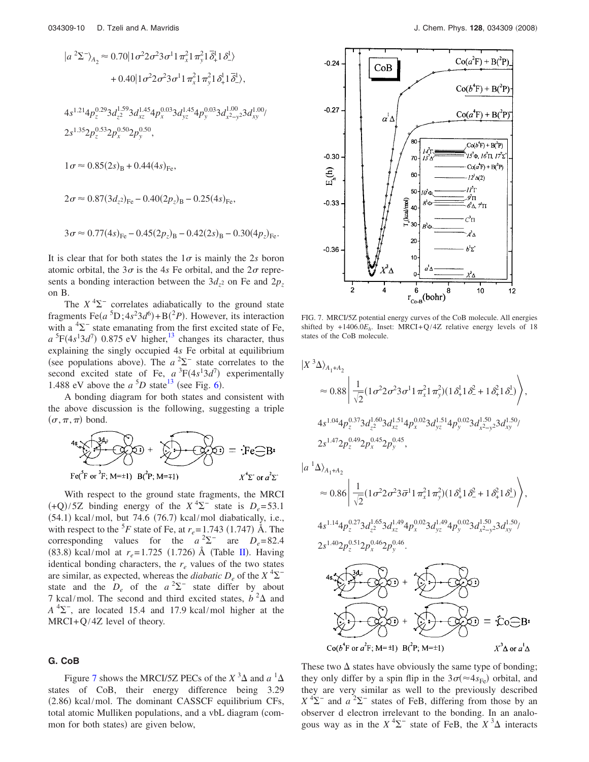$$|a\,^2\Sigma^-\rangle_{A_2} \approx 0.70|1\sigma^2 2\sigma^2 3\sigma^1 1\pi_x^2 1\pi_y^2 1\bar{\delta}_+^1 1\delta_-^1\rangle + 0.40|1\sigma^2 2\sigma^2 3\sigma^1 1\pi_x^2 1\pi_y^2 1\delta_+^1 1\bar{\delta}_-^1\rangle,$$

$$4s^{1.21}4p_z^{0.29}3d_{z^2}^{1.59}3d_{xz}^{1.45}4p_x^{0.03}3d_{yz}^{1.45}4p_y^{0.03}3d_{x^2-y^2}^{1.00}3d_{xy}^{1.00}/$$
$$2s^{1.35}2p_z^{0.53}2p_x^{0.50}2p_y^{0.50},$$

$$1\sigma \approx 0.85(2s)_{\rm B} + 0.44(4s)_{\rm Fe},$$

$$2\sigma \approx 0.87(3d_{z^2})_{\rm Fe} - 0.40(2p_z)_{\rm B} - 0.25(4s)_{\rm Fe},$$

$$3\sigma \approx 0.77(4s)_{\rm Fe} - 0.45(2p_z)_{\rm B} - 0.42(2s)_{\rm B} - 0.30(4p_z)_{\rm Fe}.$$

It is clear that for both states the $1\sigma$ is mainly the $2s$ boron atomic orbital, the $3\sigma$ is the $4s$ Fe orbital, and the $2\sigma$ represents a bonding interaction between the $3d_{z^2}$ on Fe and $2p_z$ on B.

The $X\,^4\Sigma^-$ correlates adiabatically to the ground state fragments Fe($a\,^5$D;$4s^2 3d^6$)+B($^2P$). However, its interaction with a $^4\Sigma^-$ state emanating from the first excited state of Fe, $a\,^5$F($4s^1 3d^7$) 0.875 eV higher,[13] changes its character, thus explaining the singly occupied $4s$ Fe orbital at equilibrium (see populations above). The $a\,^2\Sigma^-$ state correlates to the second excited state of Fe, $a\,^3$F($4s^1 3d^7$) experimentally 1.488 eV above the $a\,^5D$ state[13] (see Fig. 6).

A bonding diagram for both states and consistent with the above discussion is the following, suggesting a triple $(\sigma,\pi,\pi)$ bond.

Fe($^5$F or $^3$F; M=±1) B($^2$P; M=∓1) $X\,^4\Sigma^-$ or $a\,^2\Sigma^-$

With respect to the ground state fragments, the MRCI (+Q)/5Z binding energy of the $X\,^4\Sigma^-$ state is $D_e$=53.1 (54.1) kcal/mol, but 74.6 (76.7) kcal/mol diabatically, i.e., with respect to the $^5F$ state of Fe, at $r_e$=1.743 (1.747) Å. The corresponding values for the $a\,^2\Sigma^-$ are $D_e$=82.4 (83.8) kcal/mol at $r_e$=1.725 (1.726) Å (Table II). Having identical bonding characters, the $r_e$ values of the two states are similar, as expected, whereas the *diabatic* $D_e$ of the $X\,^4\Sigma^-$ state and the $D_e$ of the $a\,^2\Sigma^-$ state differ by about 7 kcal/mol. The second and third excited states, $b\,^2\Delta$ and $A\,^4\Sigma^-$, are located 15.4 and 17.9 kcal/mol higher at the MRCI+Q/4Z level of theory.

### G. CoB

Figure 7 shows the MRCI/5Z PECs of the $X\,^3\Delta$ and $a\,^1\Delta$ states of CoB, their energy difference being 3.29 (2.86) kcal/mol. The dominant CASSCF equilibrium CFs, total atomic Mulliken populations, and a vbL diagram (common for both states) are given below,

FIG. 7. MRCI/5Z potential energy curves of the CoB molecule. All energies shifted by $+1406.0E_h$. Inset: MRCI+Q/4Z relative energy levels of 18 states of the CoB molecule.

$$|X\,^3\Delta\rangle_{A_1+A_2} \approx 0.88\left|\frac{1}{\sqrt{2}}(1\sigma^2 2\sigma^2 3\sigma^1 1\pi_x^2 1\pi_y^2)(1\delta_+^1 1\delta_-^2 + 1\delta_+^2 1\delta_-^1)\right\rangle,$$

$$4s^{1.04}4p_z^{0.37}3d_{z^2}^{1.60}3d_{xz}^{1.51}4p_x^{0.02}3d_{yz}^{1.51}4p_y^{0.02}3d_{x^2-y^2}^{1.50}3d_{xy}^{1.50}/$$
$$2s^{1.47}2p_z^{0.49}2p_x^{0.45}2p_y^{0.45},$$

$$|a\,^1\Delta\rangle_{A_1+A_2} \approx 0.86\left|\frac{1}{\sqrt{2}}(1\sigma^2 2\sigma^2 3\bar{\sigma}^1 1\pi_x^2 1\pi_y^2)(1\delta_+^1 1\delta_-^2 + 1\delta_+^2 1\delta_-^1)\right\rangle,$$

$$4s^{1.14}4p_z^{0.27}3d_{z^2}^{1.65}3d_{xz}^{1.49}4p_x^{0.02}3d_{yz}^{1.49}4p_y^{0.02}3d_{x^2-y^2}^{1.50}3d_{xy}^{1.50}/$$
$$2s^{1.40}2p_z^{0.51}2p_x^{0.46}2p_y^{0.46}.$$

Co($b\,^4$F or $a\,^2$F; M=±1) B($^2$P; M=∓1) $X\,^3\Delta$ or $a\,^1\Delta$

These two $\Delta$ states have obviously the same type of bonding; they only differ by a spin flip in the $3\sigma(\approx 4s_{\rm Fe})$ orbital, and they are very similar as well to the previously described $X\,^4\Sigma^-$ and $a\,^2\Sigma^-$ states of FeB, differing from those by an observer d electron irrelevant to the bonding. In an analogous way as in the $X\,^4\Sigma^-$ state of FeB, the $X\,^3\Delta$ interacts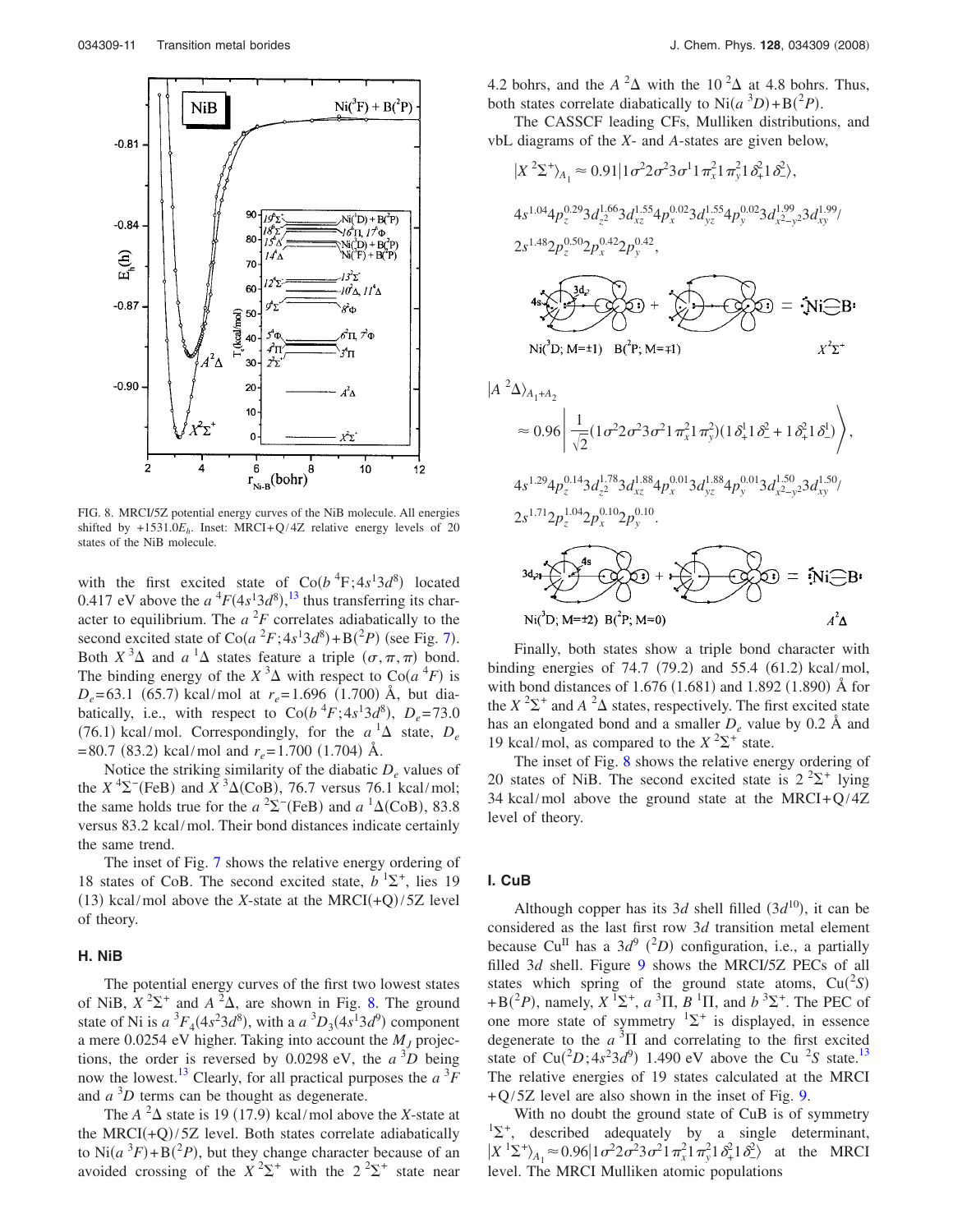FIG. 8. MRCI/5Z potential energy curves of the NiB molecule. All energies shifted by $+1531.0E_h$. Inset: MRCI+Q/4Z relative energy levels of 20 states of the NiB molecule.

with the first excited state of Co($b\,^4F;4s^13d^8$) located 0.417 eV above the $a\,^4F(4s^13d^8)$,[13] thus transferring its character to equilibrium. The $a\,^2F$ correlates adiabatically to the second excited state of Co($a\,^2F;4s^13d^8$)+B($^2P$) (see Fig. 7). Both $X\,^3\Delta$ and $a\,^1\Delta$ states feature a triple ($\sigma,\pi,\pi$) bond. The binding energy of the $X\,^3\Delta$ with respect to Co($a\,^4F$) is $D_e$=63.1 (65.7) kcal/mol at $r_e$=1.696 (1.700) Å, but diabatically, i.e., with respect to Co($b\,^4F;4s^13d^8$), $D_e$=73.0 (76.1) kcal/mol. Correspondingly, for the $a\,^1\Delta$ state, $D_e$ =80.7 (83.2) kcal/mol and $r_e$=1.700 (1.704) Å.

Notice the striking similarity of the diabatic $D_e$ values of the $X\,^4\Sigma^-$(FeB) and $X\,^3\Delta$(CoB), 76.7 versus 76.1 kcal/mol; the same holds true for the $a\,^2\Sigma^-$(FeB) and $a\,^1\Delta$(CoB), 83.8 versus 83.2 kcal/mol. Their bond distances indicate certainly the same trend.

The inset of Fig. 7 shows the relative energy ordering of 18 states of CoB. The second excited state, $b\,^1\Sigma^+$, lies 19 (13) kcal/mol above the $X$-state at the MRCI(+Q)/5Z level of theory.

### H. NiB

The potential energy curves of the first two lowest states of NiB, $X\,^2\Sigma^+$ and $A\,^2\Delta$, are shown in Fig. 8. The ground state of Ni is $a\,^3F_4(4s^23d^8)$, with a $a\,^3D_3(4s^13d^9)$ component a mere 0.0254 eV higher. Taking into account the $M_J$ projections, the order is reversed by 0.0298 eV, the $a\,^3D$ being now the lowest.[13] Clearly, for all practical purposes the $a\,^3F$ and $a\,^3D$ terms can be thought as degenerate.

The $A\,^2\Delta$ state is 19 (17.9) kcal/mol above the $X$-state at the MRCI(+Q)/5Z level. Both states correlate adiabatically to Ni($a\,^3F$)+B($^2P$), but they change character because of an avoided crossing of the $X\,^2\Sigma^+$ with the $2\,^2\Sigma^+$ state near 4.2 bohrs, and the $A\,^2\Delta$ with the $10\,^2\Delta$ at 4.8 bohrs. Thus, both states correlate diabatically to Ni($a\,^3D$)+B($^2P$).

The CASSCF leading CFs, Mulliken distributions, and vbL diagrams of the $X$- and $A$-states are given below,

$$|X\,^2\Sigma^+\rangle_{A_1} \approx 0.91|1\sigma^2 2\sigma^2 3\sigma^1 1\pi_x^2 1\pi_y^2 1\delta_+^2 1\delta_-^2\rangle,$$

$$4s^{1.04}4p_z^{0.29}3d_{z^2}^{1.66}3d_{xz}^{1.55}4p_x^{0.02}3d_{yz}^{1.55}4p_y^{0.02}3d_{x^2-y^2}^{1.99}3d_{xy}^{1.99}/$$
$$2s^{1.48}2p_z^{0.50}2p_x^{0.42}2p_y^{0.42},$$

Ni($^3D$; M=±1) B($^2P$; M=∓1) $X\,^2\Sigma^+$

$$|A\,^2\Delta\rangle_{A_1+A_2} \approx 0.96\left|\frac{1}{\sqrt{2}}(1\sigma^2 2\sigma^2 3\sigma^2 1\pi_x^2 1\pi_y^2)(1\delta_+^1 1\delta_-^2 + 1\delta_+^2 1\delta_-^1)\right\rangle,$$

$$4s^{1.29}4p_z^{0.14}3d_{z^2}^{1.78}3d_{xz}^{1.88}4p_x^{0.01}3d_{yz}^{1.88}4p_y^{0.01}3d_{x^2-y^2}^{1.50}3d_{xy}^{1.50}/$$
$$2s^{1.71}2p_z^{1.04}2p_x^{0.10}2p_y^{0.10}.$$

Ni($^3D$; M=±2) B($^2P$; M=0) $A\,^2\Delta$

Finally, both states show a triple bond character with binding energies of 74.7 (79.2) and 55.4 (61.2) kcal/mol, with bond distances of 1.676 (1.681) and 1.892 (1.890) Å for the $X\,^2\Sigma^+$ and $A\,^2\Delta$ states, respectively. The first excited state has an elongated bond and a smaller $D_e$ value by 0.2 Å and 19 kcal/mol, as compared to the $X\,^2\Sigma^+$ state.

The inset of Fig. 8 shows the relative energy ordering of 20 states of NiB. The second excited state is $2\,^2\Sigma^+$ lying 34 kcal/mol above the ground state at the MRCI+Q/4Z level of theory.

### I. CuB

Although copper has its $3d$ shell filled ($3d^{10}$), it can be considered as the last first row $3d$ transition metal element because Cu$^{II}$ has a $3d^9$ ($^2D$) configuration, i.e., a partially filled $3d$ shell. Figure 9 shows the MRCI/5Z PECs of all states which spring of the ground state atoms, Cu($^2S$) +B($^2P$), namely, $X\,^1\Sigma^+$, $a\,^3\Pi$, $B\,^1\Pi$, and $b\,^3\Sigma^+$. The PEC of one more state of symmetry $^1\Sigma^+$ is displayed, in essence degenerate to the $a\,^3\Pi$ and correlating to the first excited state of Cu($^2D;4s^23d^9$) 1.490 eV above the Cu $^2S$ state.[13] The relative energies of 19 states calculated at the MRCI +Q/5Z level are also shown in the inset of Fig. 9.

With no doubt the ground state of CuB is of symmetry $^1\Sigma^+$, described adequately by a single determinant, $|X\,^1\Sigma^+\rangle_{A_1} \approx 0.96|1\sigma^2 2\sigma^2 3\sigma^2 1\pi_x^2 1\pi_y^2 1\delta_+^2 1\delta_-^2\rangle$ at the MRCI level. The MRCI Mulliken atomic populations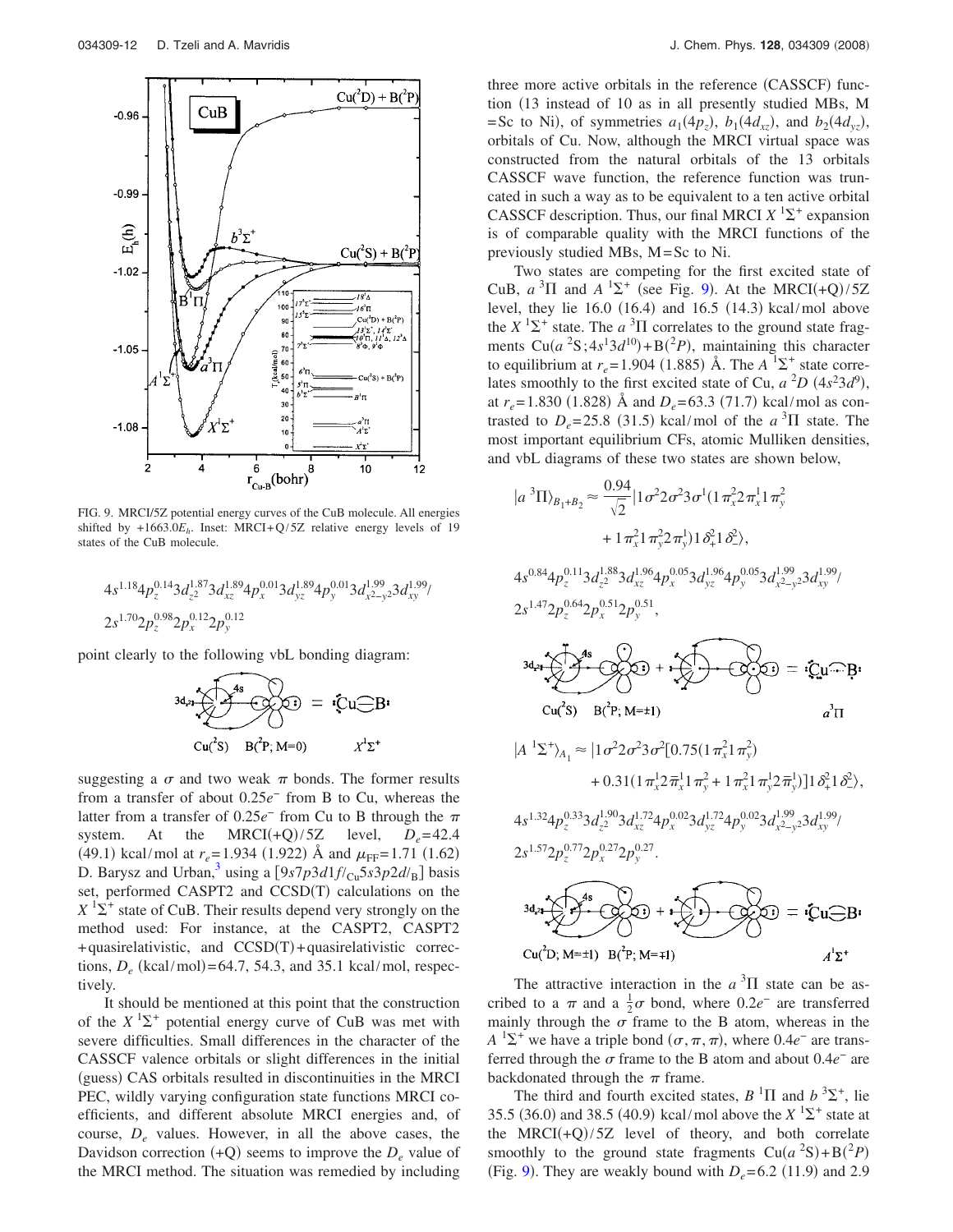FIG. 9. MRCI/5Z potential energy curves of the CuB molecule. All energies shifted by $+1663.0E_h$. Inset: MRCI+Q/5Z relative energy levels of 19 states of the CuB molecule.

$$4s^{1.18}4p_z^{0.14}3d_{z^2}^{1.87}3d_{xz}^{1.89}4p_x^{0.01}3d_{yz}^{1.89}4p_y^{0.01}3d_{x^2-y^2}^{1.99}3d_{xy}^{1.99}/$$
$$2s^{1.70}2p_z^{0.98}2p_x^{0.12}2p_y^{0.12}$$

point clearly to the following vbL bonding diagram:

$\mathrm{Cu}(^2S)$ $\mathrm{B}(^2P; M=0)$ $X\,^1\Sigma^+$

suggesting a $\sigma$ and two weak $\pi$ bonds. The former results from a transfer of about $0.25e^-$ from B to Cu, whereas the latter from a transfer of $0.25e^-$ from Cu to B through the $\pi$ system. At the MRCI(+Q)/5Z level, $D_e$=42.4 (49.1) kcal/mol at $r_e$=1.934 (1.922) Å and $\mu_{FF}$=1.71 (1.62) D. Barysz and Urban,[3] using a $[9s7p3d1f/_{\mathrm{Cu}}5s3p2d/_{\mathrm{B}}]$ basis set, performed CASPT2 and CCSD(T) calculations on the $X\,^1\Sigma^+$ state of CuB. Their results depend very strongly on the method used: For instance, at the CASPT2, CASPT2 +quasirelativistic, and CCSD(T)+quasirelativistic corrections, $D_e$ (kcal/mol)=64.7, 54.3, and 35.1 kcal/mol, respectively.

It should be mentioned at this point that the construction of the $X\,^1\Sigma^+$ potential energy curve of CuB was met with severe difficulties. Small differences in the character of the CASSCF valence orbitals or slight differences in the initial (guess) CAS orbitals resulted in discontinuities in the MRCI PEC, wildly varying configuration state functions MRCI coefficients, and different absolute MRCI energies and, of course, $D_e$ values. However, in all the above cases, the Davidson correction (+Q) seems to improve the $D_e$ value of the MRCI method. The situation was remedied by including three more active orbitals in the reference (CASSCF) function (13 instead of 10 as in all presently studied MBs, M =Sc to Ni), of symmetries $a_1(4p_z)$, $b_1(4d_{xz})$, and $b_2(4d_{yz})$, orbitals of Cu. Now, although the MRCI virtual space was constructed from the natural orbitals of the 13 orbitals CASSCF wave function, the reference function was truncated in such a way as to be equivalent to a ten active orbital CASSCF description. Thus, our final MRCI $X\,^1\Sigma^+$ expansion is of comparable quality with the MRCI functions of the previously studied MBs, M=Sc to Ni.

Two states are competing for the first excited state of CuB, $a\,^3\Pi$ and $A\,^1\Sigma^+$ (see Fig. 9). At the MRCI(+Q)/5Z level, they lie 16.0 (16.4) and 16.5 (14.3) kcal/mol above the $X\,^1\Sigma^+$ state. The $a\,^3\Pi$ correlates to the ground state fragments $\mathrm{Cu}(a\,^2S;4s^13d^{10})+\mathrm{B}(^2P)$, maintaining this character to equilibrium at $r_e$=1.904 (1.885) Å. The $A\,^1\Sigma^+$ state correlates smoothly to the first excited state of Cu, $a\,^2D$ $(4s^23d^9)$, at $r_e$=1.830 (1.828) Å and $D_e$=63.3 (71.7) kcal/mol as contrasted to $D_e$=25.8 (31.5) kcal/mol of the $a\,^3\Pi$ state. The most important equilibrium CFs, atomic Mulliken densities, and vbL diagrams of these two states are shown below,

$$|a\,^3\Pi\rangle_{B_1+B_2} \approx \frac{0.94}{\sqrt{2}}|1\sigma^2 2\sigma^2 3\sigma^1(1\pi_x^2 2\pi_x^1 1\pi_y^2 + 1\pi_x^2 1\pi_y^2 2\pi_y^1)1\delta_+^2 1\delta_-^2\rangle,$$

$$4s^{0.84}4p_z^{0.11}3d_{z^2}^{1.88}3d_{xz}^{1.96}4p_x^{0.05}3d_{yz}^{1.96}4p_y^{0.05}3d_{x^2-y^2}^{1.99}3d_{xy}^{1.99}/$$
$$2s^{1.47}2p_z^{0.64}2p_x^{0.51}2p_y^{0.51},$$

$\mathrm{Cu}(^2S)$ $\mathrm{B}(^2P; M=\pm1)$ $a\,^3\Pi$

$$|A\,^1\Sigma^+\rangle_{A_1} \approx |1\sigma^2 2\sigma^2 3\sigma^2[0.75(1\pi_x^2 1\pi_y^2) + 0.31(1\pi_x^1 2\bar{\pi}_x^1 1\pi_y^2 + 1\pi_x^2 1\pi_y^1 2\bar{\pi}_y^1)]1\delta_+^2 1\delta_-^2\rangle,$$

$$4s^{1.32}4p_z^{0.33}3d_{z^2}^{1.90}3d_{xz}^{1.72}4p_x^{0.02}3d_{yz}^{1.72}4p_y^{0.02}3d_{x^2-y^2}^{1.99}3d_{xy}^{1.99}/$$
$$2s^{1.57}2p_z^{0.77}2p_x^{0.27}2p_y^{0.27}.$$

$\mathrm{Cu}(^2D; M=\pm1)$ $\mathrm{B}(^2P; M=\mp1)$ $A\,^1\Sigma^+$

The attractive interaction in the $a\,^3\Pi$ state can be ascribed to a $\pi$ and a $\frac{1}{2}\sigma$ bond, where $0.2e^-$ are transferred mainly through the $\sigma$ frame to the B atom, whereas in the $A\,^1\Sigma^+$ we have a triple bond $(\sigma,\pi,\pi)$, where $0.4e^-$ are transferred through the $\sigma$ frame to the B atom and about $0.4e^-$ are backdonated through the $\pi$ frame.

The third and fourth excited states, $B\,^1\Pi$ and $b\,^3\Sigma^+$, lie 35.5 (36.0) and 38.5 (40.9) kcal/mol above the $X\,^1\Sigma^+$ state at the MRCI(+Q)/5Z level of theory, and both correlate smoothly to the ground state fragments $\mathrm{Cu}(a\,^2S)+\mathrm{B}(^2P)$ (Fig. 9). They are weakly bound with $D_e$=6.2 (11.9) and 2.9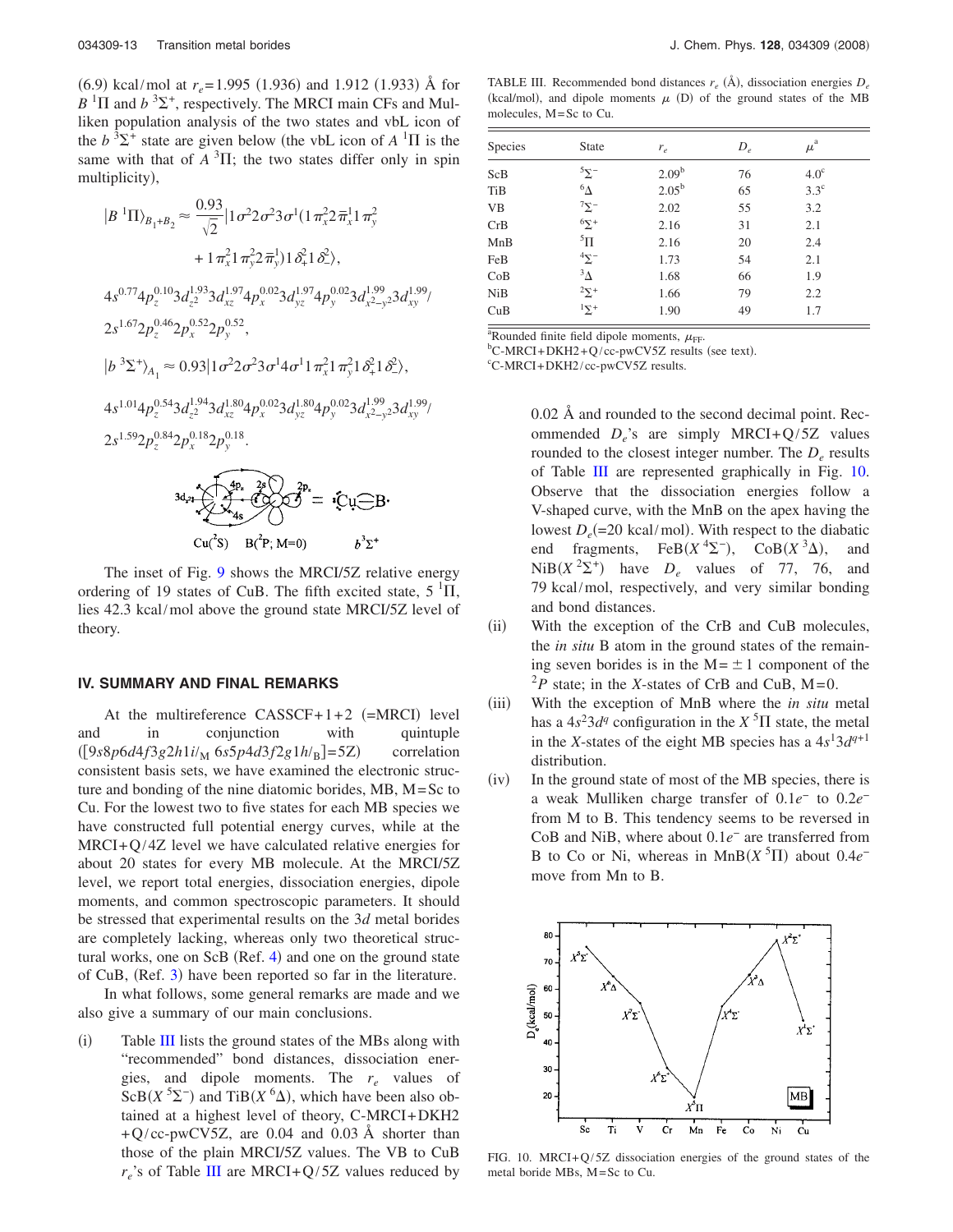(6.9) kcal/mol at $r_e$=1.995 (1.936) and 1.912 (1.933) Å for $B\,^1\Pi$ and $b\,^3\Sigma^+$, respectively. The MRCI main CFs and Mulliken population analysis of the two states and vbL icon of the $b\,^3\Sigma^+$ state are given below (the vbL icon of $A\,^1\Pi$ is the same with that of $A\,^3\Pi$; the two states differ only in spin multiplicity),

$$|B\,^1\Pi\rangle_{B_1+B_2} \approx \frac{0.93}{\sqrt{2}}|1\sigma^2 2\sigma^2 3\sigma^1 (1\pi_x^2 2\bar{\pi}_x^1 1\pi_y^2 + 1\pi_x^2 1\pi_y^2 2\bar{\pi}_y^1) 1\delta_+^2 1\delta_-^2\rangle,$$

$$4s^{0.77}4p_z^{0.10}3d_{z^2}^{1.93}3d_{xz}^{1.97}4p_x^{0.02}3d_{yz}^{1.97}4p_y^{0.02}3d_{x^2-y^2}^{1.99}3d_{xy}^{1.99}/$$
$$2s^{1.67}2p_z^{0.46}2p_x^{0.52}2p_y^{0.52},$$

$$|b\,^3\Sigma^+\rangle_{A_1} \approx 0.93|1\sigma^2 2\sigma^2 3\sigma^1 4\sigma^1 1\pi_x^2 1\pi_y^2 1\delta_+^2 1\delta_-^2\rangle,$$

$$4s^{1.01}4p_z^{0.54}3d_{z^2}^{1.94}3d_{xz}^{1.80}4p_x^{0.02}3d_{yz}^{1.80}4p_y^{0.02}3d_{x^2-y^2}^{1.99}3d_{xy}^{1.99}/$$
$$2s^{1.59}2p_z^{0.84}2p_x^{0.18}2p_y^{0.18}.$$

Cu($^2S$) B($^2P$; M=0) $b\,^3\Sigma^+$

The inset of Fig. 9 shows the MRCI/5Z relative energy ordering of 19 states of CuB. The fifth excited state, $5\,^1\Pi$, lies 42.3 kcal/mol above the ground state MRCI/5Z level of theory.

## IV. SUMMARY AND FINAL REMARKS

At the multireference CASSCF+1+2 (=MRCI) level and in conjunction with quintuple ([$9s8p6d4f3g2h1i$/$_M$ $6s5p4d3f2g1h$/$_B$]=5Z) correlation consistent basis sets, we have examined the electronic structure and bonding of the nine diatomic borides, MB, M=Sc to Cu. For the lowest two to five states for each MB species we have constructed full potential energy curves, while at the MRCI+Q/4Z level we have calculated relative energies for about 20 states for every MB molecule. At the MRCI/5Z level, we report total energies, dissociation energies, dipole moments, and common spectroscopic parameters. It should be stressed that experimental results on the 3$d$ metal borides are completely lacking, whereas only two theoretical structural works, one on ScB (Ref. 4) and one on the ground state of CuB, (Ref. 3) have been reported so far in the literature.

In what follows, some general remarks are made and we also give a summary of our main conclusions.

(i) Table III lists the ground states of the MBs along with "recommended" bond distances, dissociation energies, and dipole moments. The $r_e$ values of ScB($X\,^5\Sigma^-$) and TiB($X\,^6\Delta$), which have been also obtained at a highest level of theory, C-MRCI+DKH2+Q/cc-pwCV5Z, are 0.04 and 0.03 Å shorter than those of the plain MRCI/5Z values. The VB to CuB $r_e$'s of Table III are MRCI+Q/5Z values reduced by 0.02 Å and rounded to the second decimal point. Recommended $D_e$'s are simply MRCI+Q/5Z values rounded to the closest integer number. The $D_e$ results of Table III are represented graphically in Fig. 10. Observe that the dissociation energies follow a V-shaped curve, with the MnB on the apex having the lowest $D_e$(=20 kcal/mol). With respect to the diabatic end fragments, FeB($X\,^4\Sigma^-$), CoB($X\,^3\Delta$), and NiB($X\,^2\Sigma^+$) have $D_e$ values of 77, 76, and 79 kcal/mol, respectively, and very similar bonding and bond distances.

(ii) With the exception of the CrB and CuB molecules, the *in situ* B atom in the ground states of the remaining seven borides is in the M=±1 component of the $^2P$ state; in the $X$-states of CrB and CuB, M=0.

(iii) With the exception of MnB where the *in situ* metal has a $4s^2 3d^q$ configuration in the $X\,^5\Pi$ state, the metal in the $X$-states of the eight MB species has a $4s^1 3d^{q+1}$ distribution.

(iv) In the ground state of most of the MB species, there is a weak Mulliken charge transfer of 0.1$e^-$ to 0.2$e^-$ from M to B. This tendency seems to be reversed in CoB and NiB, where about 0.1$e^-$ are transferred from B to Co or Ni, whereas in MnB($X\,^5\Pi$) about 0.4$e^-$ move from Mn to B.

TABLE III. Recommended bond distances $r_e$ (Å), dissociation energies $D_e$ (kcal/mol), and dipole moments $\mu$ (D) of the ground states of the MB molecules, M=Sc to Cu.

| Species | State | $r_e$ | $D_e$ | $\mu$[a] |
|---|---|---|---|---|
| ScB | $^5\Sigma^-$ | 2.09[b] | 76 | 4.0[c] |
| TiB | $^6\Delta$ | 2.05[b] | 65 | 3.3[c] |
| VB | $^7\Sigma^-$ | 2.02 | 55 | 3.2 |
| CrB | $^6\Sigma^+$ | 2.16 | 31 | 2.1 |
| MnB | $^5\Pi$ | 2.16 | 20 | 2.4 |
| FeB | $^4\Sigma^-$ | 1.73 | 54 | 2.1 |
| CoB | $^3\Delta$ | 1.68 | 66 | 1.9 |
| NiB | $^2\Sigma^+$ | 1.66 | 79 | 2.2 |
| CuB | $^1\Sigma^+$ | 1.90 | 49 | 1.7 |

[a]Rounded finite field dipole moments, $\mu_{FF}$.
[b]C-MRCI+DKH2+Q/cc-pwCV5Z results (see text).
[c]C-MRCI+DKH2/cc-pwCV5Z results.

FIG. 10. MRCI+Q/5Z dissociation energies of the ground states of the metal boride MBs, M=Sc to Cu.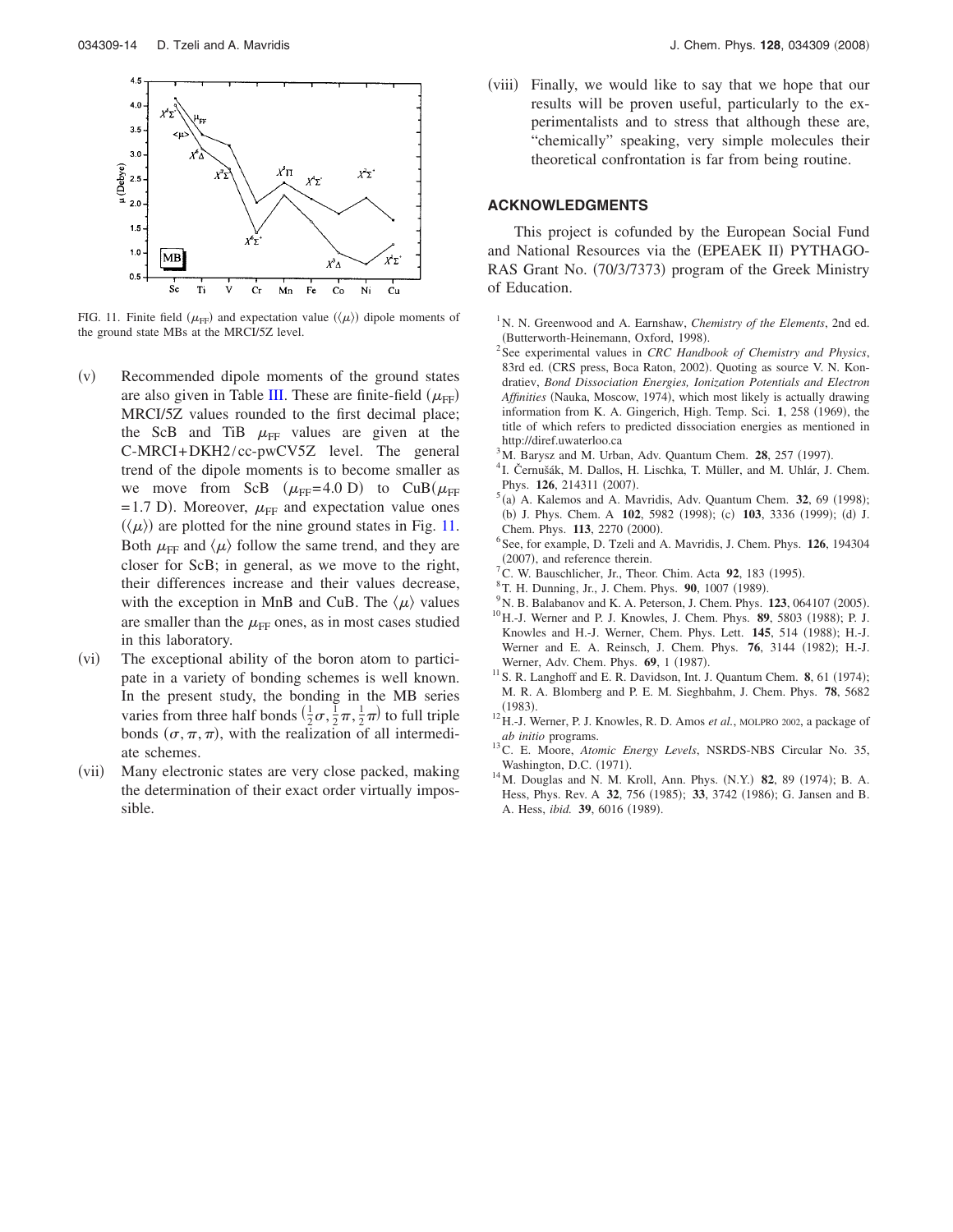4.5
4.0
3.5
3.0
2.5
2.0
1.5
1.0
0.5

μ (Debye)

$X^4\Sigma^-$
$\mu_{FF}$
<μ>
$X^4\Delta$
$X^5\Sigma^-$
$X^3\Pi$
$X^4\Sigma^-$
$X^2\Sigma^+$
$X^6\Sigma^+$
$X^3\Delta$
$X^2\Sigma^-$

MB

Sc Ti V Cr Mn Fe Co Ni Cu

FIG. 11. Finite field ($\mu_{FF}$) and expectation value ($\langle\mu\rangle$) dipole moments of the ground state MBs at the MRCI/5Z level.

(v) Recommended dipole moments of the ground states are also given in Table III. These are finite-field ($\mu_{FF}$) MRCI/5Z values rounded to the first decimal place; the ScB and TiB $\mu_{FF}$ values are given at the C-MRCI+DKH2/cc-pwCV5Z level. The general trend of the dipole moments is to become smaller as we move from ScB ($\mu_{FF}$=4.0 D) to CuB($\mu_{FF}$ =1.7 D). Moreover, $\mu_{FF}$ and expectation value ones ($\langle\mu\rangle$) are plotted for the nine ground states in Fig. 11. Both $\mu_{FF}$ and $\langle\mu\rangle$ follow the same trend, and they are closer for ScB; in general, as we move to the right, their differences increase and their values decrease, with the exception in MnB and CuB. The $\langle\mu\rangle$ values are smaller than the $\mu_{FF}$ ones, as in most cases studied in this laboratory.

(vi) The exceptional ability of the boron atom to participate in a variety of bonding schemes is well known. In the present study, the bonding in the MB series varies from three half bonds $\left(\frac{1}{2}\sigma, \frac{1}{2}\pi, \frac{1}{2}\pi\right)$ to full triple bonds $(\sigma, \pi, \pi)$, with the realization of all intermediate schemes.

(vii) Many electronic states are very close packed, making the determination of their exact order virtually impossible.

(viii) Finally, we would like to say that we hope that our results will be proven useful, particularly to the experimentalists and to stress that although these are, "chemically" speaking, very simple molecules their theoretical confrontation is far from being routine.

## ACKNOWLEDGMENTS

This project is cofunded by the European Social Fund and National Resources via the (EPEAEK II) PYTHAGORAS Grant No. (70/3/7373) program of the Greek Ministry of Education.

[1] N. N. Greenwood and A. Earnshaw, *Chemistry of the Elements*, 2nd ed. (Butterworth-Heinemann, Oxford, 1998).
[2] See experimental values in *CRC Handbook of Chemistry and Physics*, 83rd ed. (CRS press, Boca Raton, 2002). Quoting as source V. N. Kondratiev, *Bond Dissociation Energies, Ionization Potentials and Electron Affinities* (Nauka, Moscow, 1974), which most likely is actually drawing information from K. A. Gingerich, High. Temp. Sci. **1**, 258 (1969), the title of which refers to predicted dissociation energies as mentioned in http://diref.uwaterloo.ca
[3] M. Barysz and M. Urban, Adv. Quantum Chem. **28**, 257 (1997).
[4] I. Černušák, M. Dallos, H. Lischka, T. Müller, and M. Uhlár, J. Chem. Phys. **126**, 214311 (2007).
[5] (a) A. Kalemos and A. Mavridis, Adv. Quantum Chem. **32**, 69 (1998); (b) J. Phys. Chem. A **102**, 5982 (1998); (c) **103**, 3336 (1999); (d) J. Chem. Phys. **113**, 2270 (2000).
[6] See, for example, D. Tzeli and A. Mavridis, J. Chem. Phys. **126**, 194304 (2007), and reference therein.
[7] C. W. Bauschlicher, Jr., Theor. Chim. Acta **92**, 183 (1995).
[8] T. H. Dunning, Jr., J. Chem. Phys. **90**, 1007 (1989).
[9] N. B. Balabanov and K. A. Peterson, J. Chem. Phys. **123**, 064107 (2005).
[10] H.-J. Werner and P. J. Knowles, J. Chem. Phys. **89**, 5803 (1988); P. J. Knowles and H.-J. Werner, Chem. Phys. Lett. **145**, 514 (1988); H.-J. Werner and E. A. Reinsch, J. Chem. Phys. **76**, 3144 (1982); H.-J. Werner, Adv. Chem. Phys. **69**, 1 (1987).
[11] S. R. Langhoff and E. R. Davidson, Int. J. Quantum Chem. **8**, 61 (1974); M. R. A. Blomberg and P. E. M. Sieghbahm, J. Chem. Phys. **78**, 5682 (1983).
[12] H.-J. Werner, P. J. Knowles, R. D. Amos *et al.*, MOLPRO 2002, a package of *ab initio* programs.
[13] C. E. Moore, *Atomic Energy Levels*, NSRDS-NBS Circular No. 35, Washington, D.C. (1971).
[14] M. Douglas and N. M. Kroll, Ann. Phys. (N.Y.) **82**, 89 (1974); B. A. Hess, Phys. Rev. A **32**, 756 (1985); **33**, 3742 (1986); G. Jansen and B. A. Hess, *ibid.* **39**, 6016 (1989).